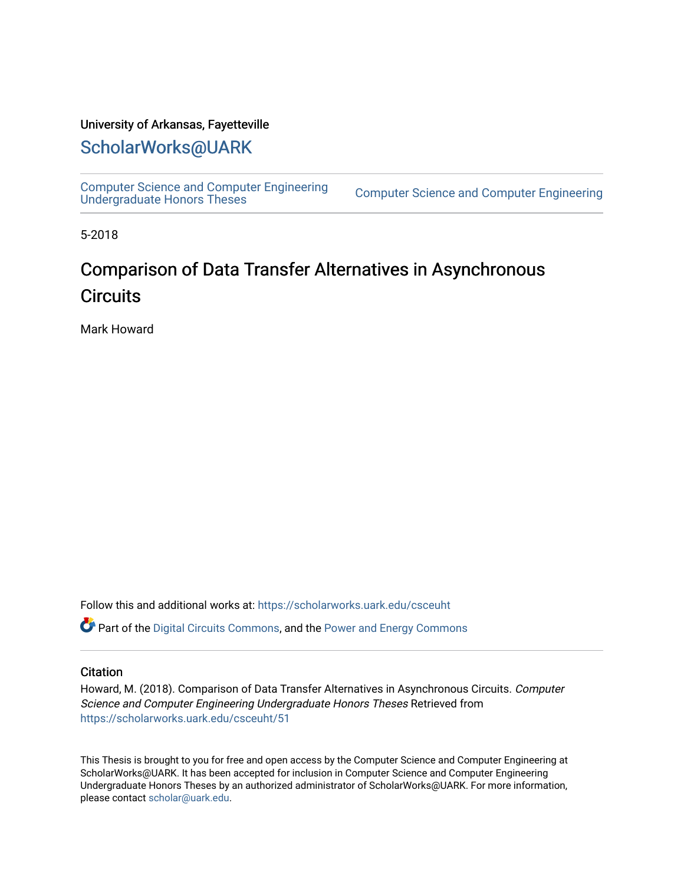University of Arkansas, Fayetteville

## ScholarWorks@UARK

Computer Science and Computer Engineering Undergraduate Honors Theses | Computer Science and Computer Engineering

5-2018

# Comparison of Data Transfer Alternatives in Asynchronous Circuits

Mark Howard

Follow this and additional works at: https://scholarworks.uark.edu/csceuht

Part of the Digital Circuits Commons, and the Power and Energy Commons

### Citation

Howard, M. (2018). Comparison of Data Transfer Alternatives in Asynchronous Circuits. *Computer Science and Computer Engineering Undergraduate Honors Theses* Retrieved from https://scholarworks.uark.edu/csceuht/51

This Thesis is brought to you for free and open access by the Computer Science and Computer Engineering at ScholarWorks@UARK. It has been accepted for inclusion in Computer Science and Computer Engineering Undergraduate Honors Theses by an authorized administrator of ScholarWorks@UARK. For more information, please contact scholar@uark.edu.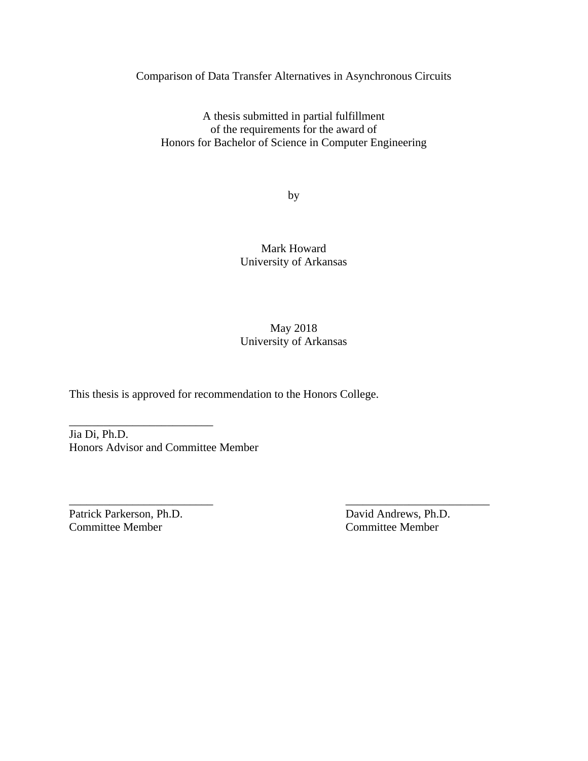Comparison of Data Transfer Alternatives in Asynchronous Circuits

A thesis submitted in partial fulfillment
of the requirements for the award of
Honors for Bachelor of Science in Computer Engineering

by

Mark Howard
University of Arkansas

May 2018
University of Arkansas

This thesis is approved for recommendation to the Honors College.

_________________________
Jia Di, Ph.D.
Honors Advisor and Committee Member

_________________________
Patrick Parkerson, Ph.D.
Committee Member

_________________________
David Andrews, Ph.D.
Committee Member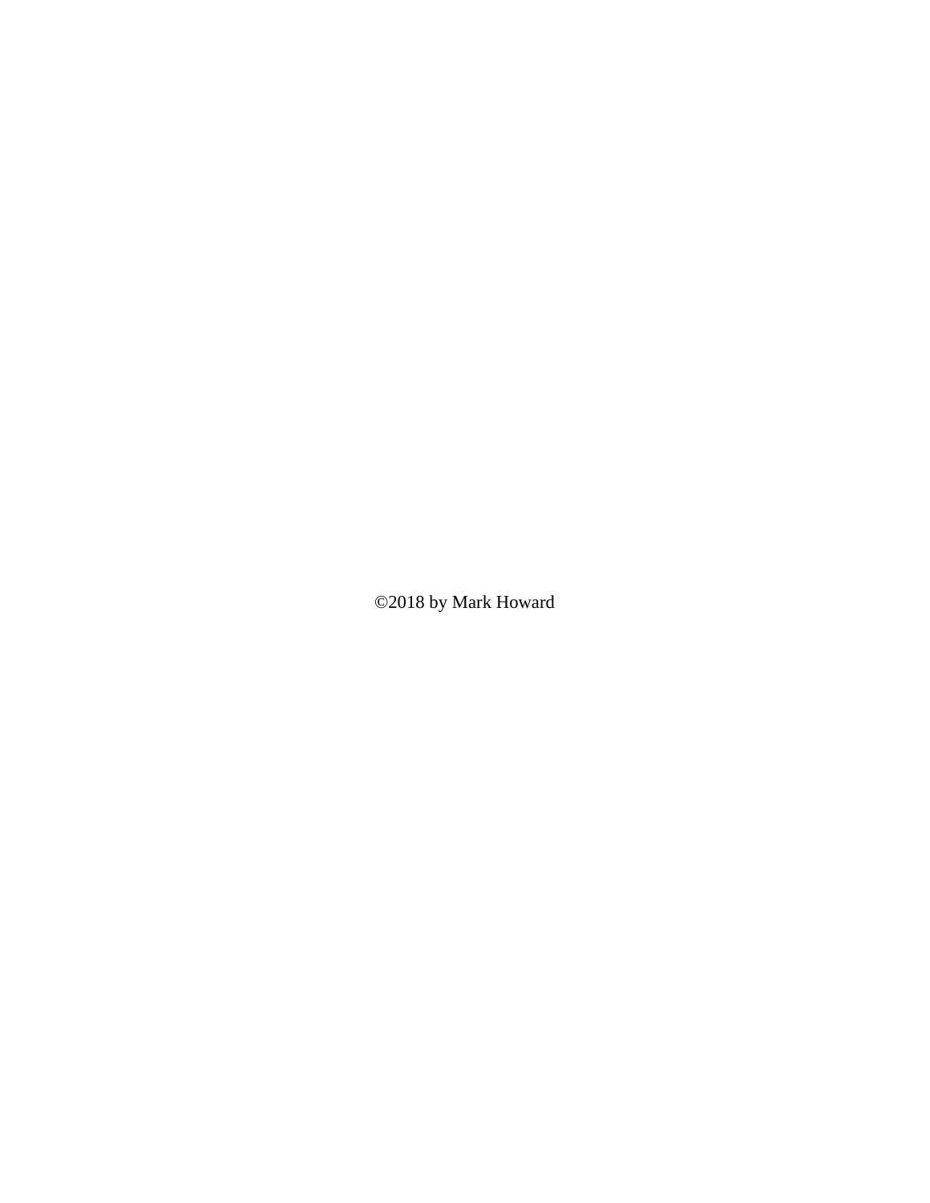©2018 by Mark Howard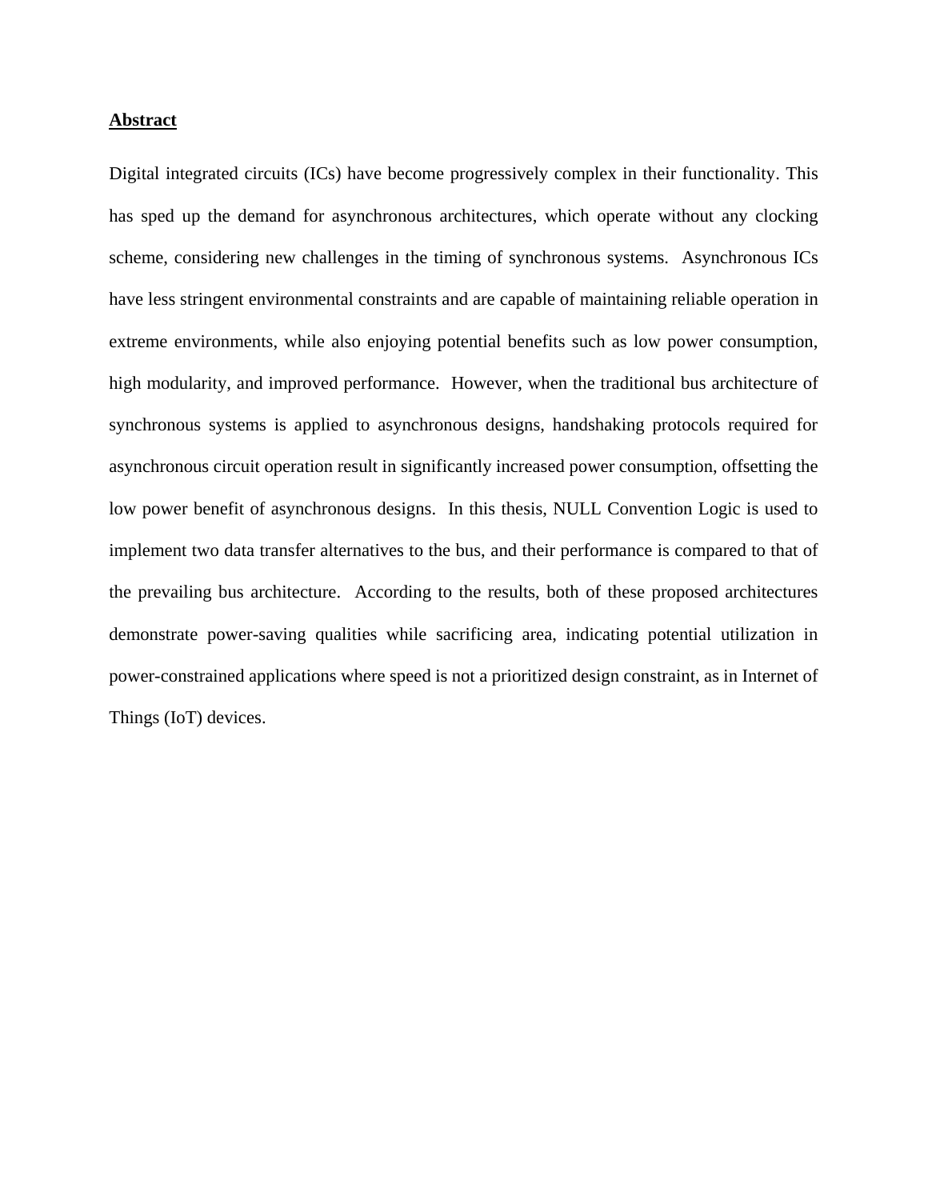## Abstract

Digital integrated circuits (ICs) have become progressively complex in their functionality. This has sped up the demand for asynchronous architectures, which operate without any clocking scheme, considering new challenges in the timing of synchronous systems. Asynchronous ICs have less stringent environmental constraints and are capable of maintaining reliable operation in extreme environments, while also enjoying potential benefits such as low power consumption, high modularity, and improved performance. However, when the traditional bus architecture of synchronous systems is applied to asynchronous designs, handshaking protocols required for asynchronous circuit operation result in significantly increased power consumption, offsetting the low power benefit of asynchronous designs. In this thesis, NULL Convention Logic is used to implement two data transfer alternatives to the bus, and their performance is compared to that of the prevailing bus architecture. According to the results, both of these proposed architectures demonstrate power-saving qualities while sacrificing area, indicating potential utilization in power-constrained applications where speed is not a prioritized design constraint, as in Internet of Things (IoT) devices.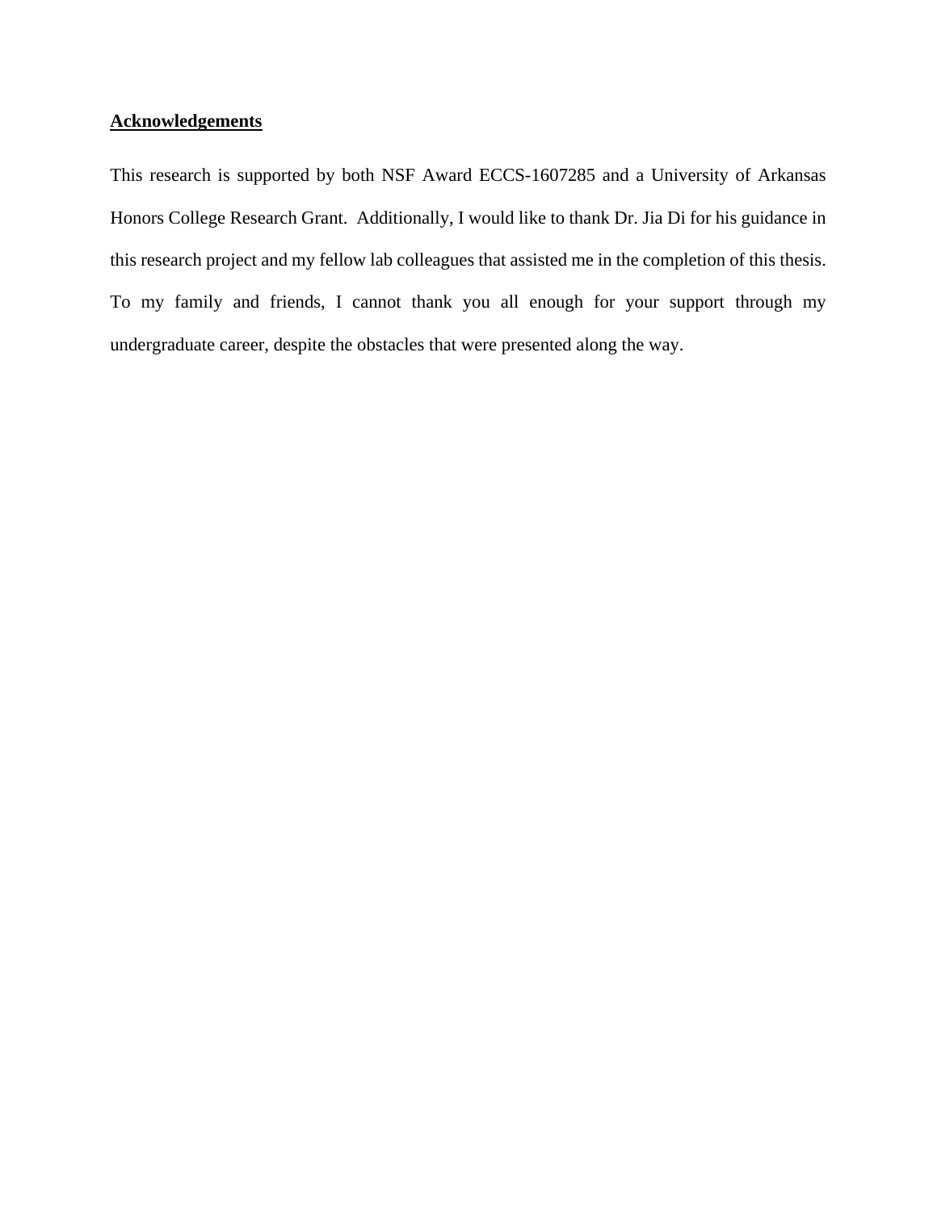**Acknowledgements**

This research is supported by both NSF Award ECCS-1607285 and a University of Arkansas Honors College Research Grant. Additionally, I would like to thank Dr. Jia Di for his guidance in this research project and my fellow lab colleagues that assisted me in the completion of this thesis. To my family and friends, I cannot thank you all enough for your support through my undergraduate career, despite the obstacles that were presented along the way.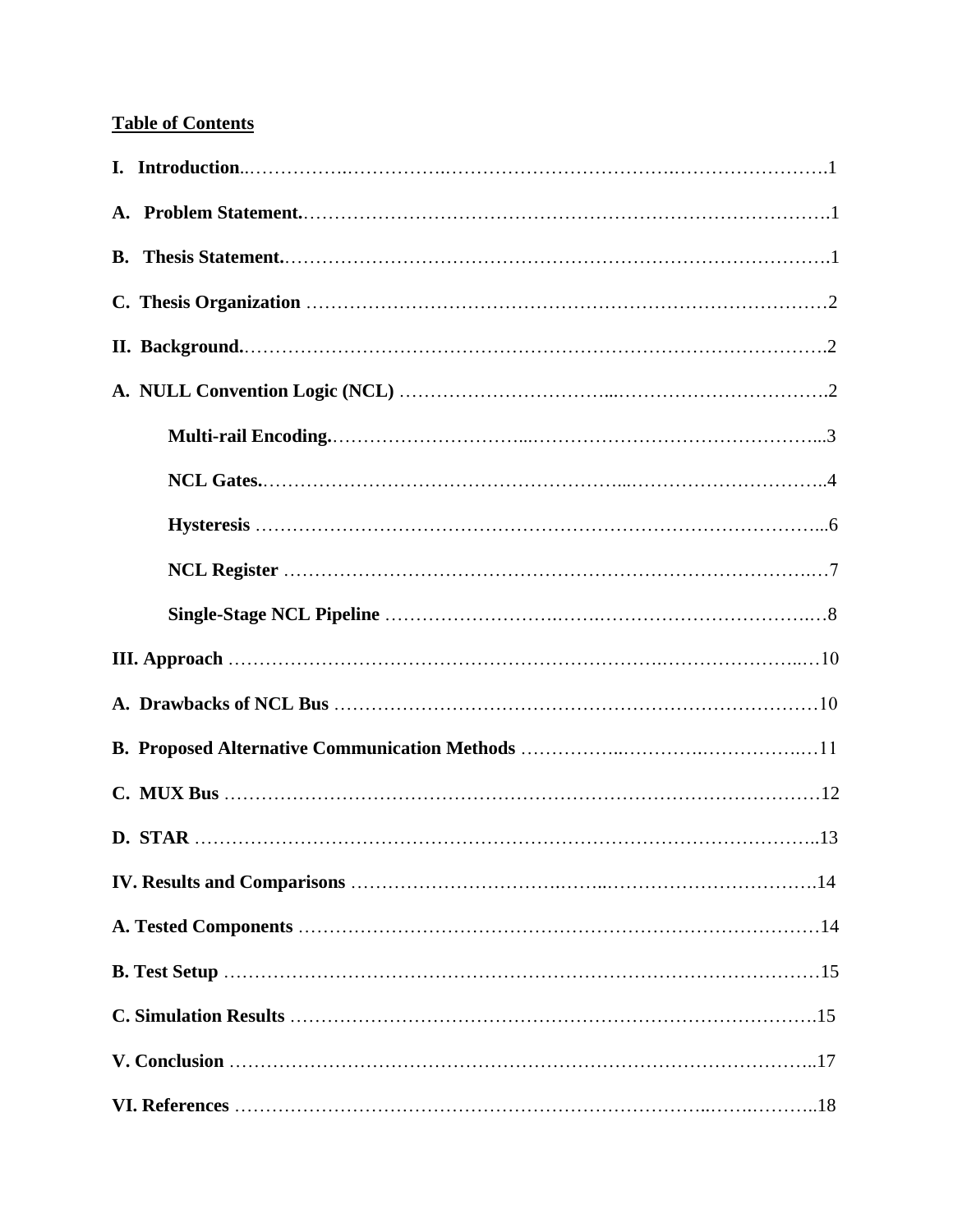**Table of Contents**

**I. Introduction** ........................................................................................ 1

**A. Problem Statement** .................................................................................. 1

**B. Thesis Statement** .................................................................................... 1

**C. Thesis Organization** ................................................................................ 2

**II. Background** ........................................................................................... 2

**A. NULL Convention Logic (NCL)** ................................................................. 2

**Multi-rail Encoding** .................................................................................. 3

**NCL Gates** ................................................................................................ 4

**Hysteresis** ................................................................................................. 6

**NCL Register** ............................................................................................ 7

**Single-Stage NCL Pipeline** ........................................................................ 8

**III. Approach** ............................................................................................. 10

**A. Drawbacks of NCL Bus** ........................................................................... 10

**B. Proposed Alternative Communication Methods** ....................................... 11

**C. MUX Bus** ................................................................................................ 12

**D. STAR** ...................................................................................................... 13

**IV. Results and Comparisons** ..................................................................... 14

**A. Tested Components** ................................................................................ 14

**B. Test Setup** .............................................................................................. 15

**C. Simulation Results** ................................................................................. 15

**V. Conclusion** ............................................................................................. 17

**VI. References** ............................................................................................ 18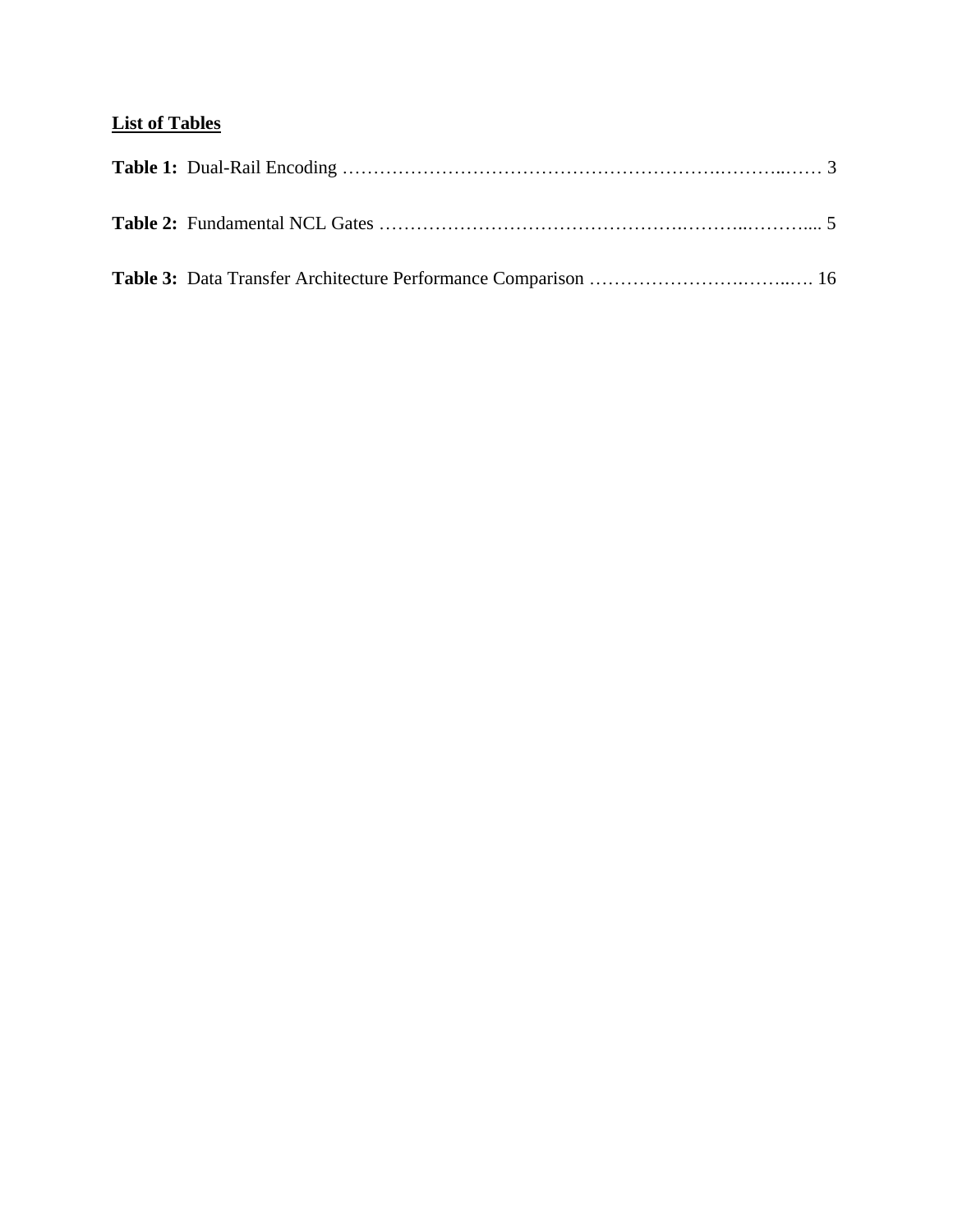**List of Tables**

**Table 1:** Dual-Rail Encoding …………………………………………………….………..…… 3

**Table 2:** Fundamental NCL Gates ………………………………………….………..………..... 5

**Table 3:** Data Transfer Architecture Performance Comparison ………………….……..…. 16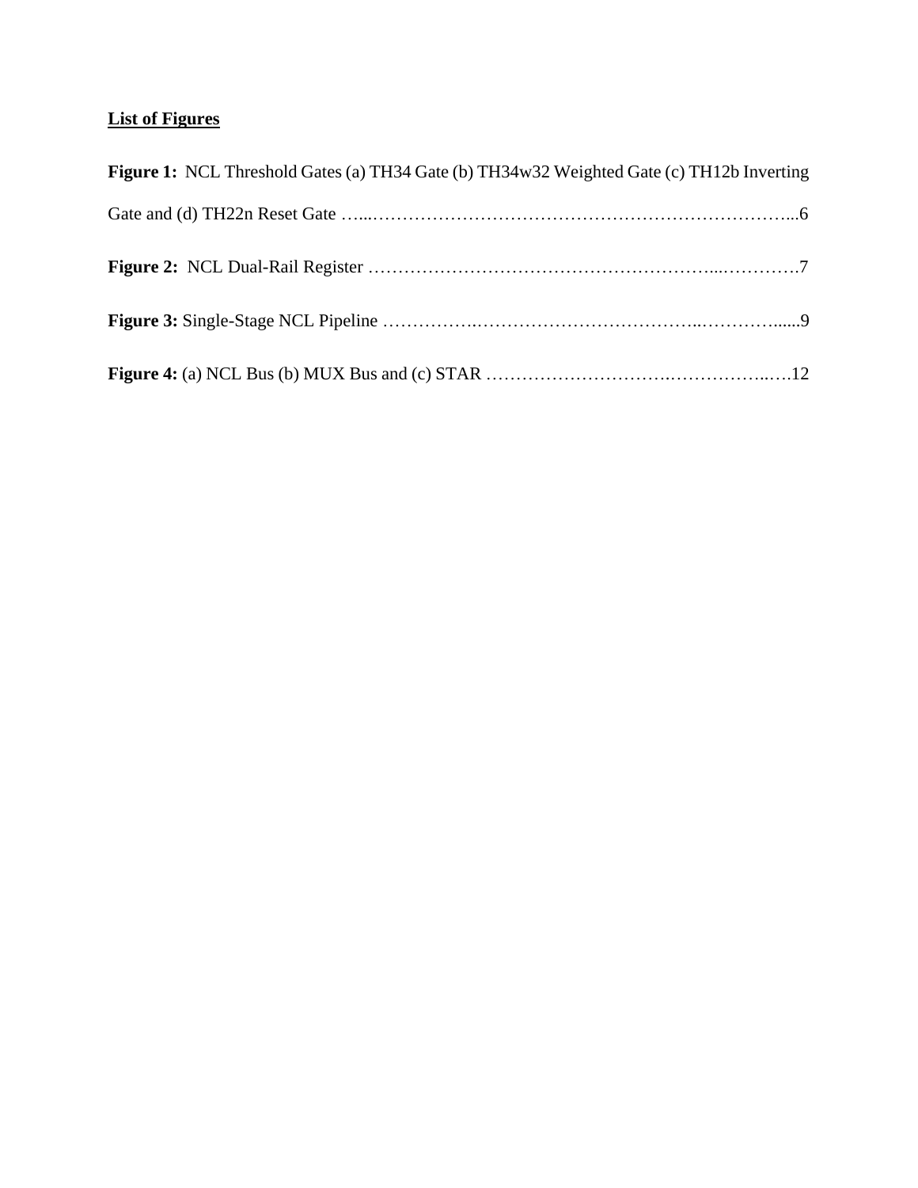**List of Figures**

**Figure 1:** NCL Threshold Gates (a) TH34 Gate (b) TH34w32 Weighted Gate (c) TH12b Inverting Gate and (d) TH22n Reset Gate …...……………………………………………………………...6

**Figure 2:** NCL Dual-Rail Register …………………………………………………...………….7

**Figure 3:** Single-Stage NCL Pipeline …………….……………………………..………….......9

**Figure 4:** (a) NCL Bus (b) MUX Bus and (c) STAR ……………………….……………..….12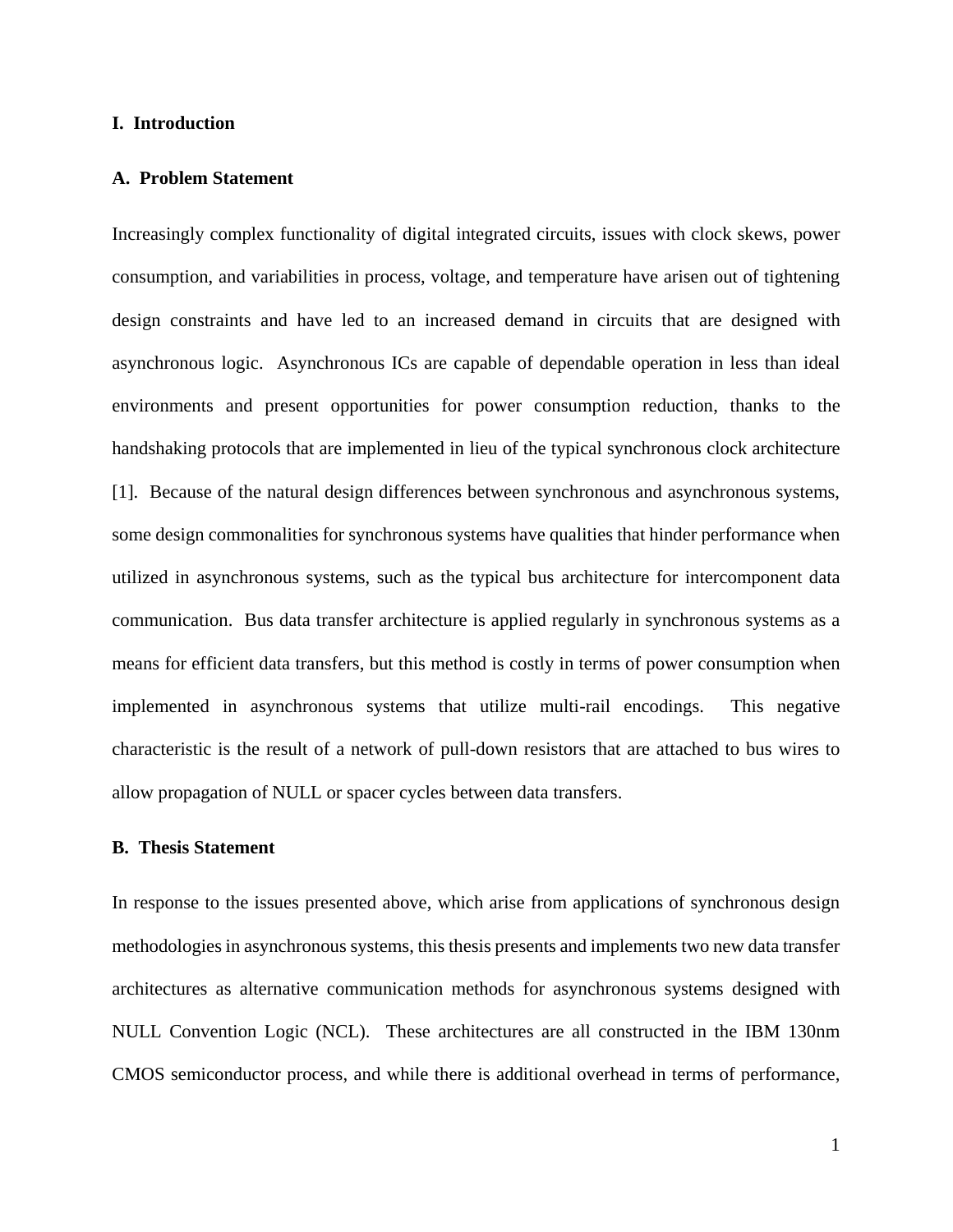## I. Introduction

### A. Problem Statement

Increasingly complex functionality of digital integrated circuits, issues with clock skews, power consumption, and variabilities in process, voltage, and temperature have arisen out of tightening design constraints and have led to an increased demand in circuits that are designed with asynchronous logic. Asynchronous ICs are capable of dependable operation in less than ideal environments and present opportunities for power consumption reduction, thanks to the handshaking protocols that are implemented in lieu of the typical synchronous clock architecture [1]. Because of the natural design differences between synchronous and asynchronous systems, some design commonalities for synchronous systems have qualities that hinder performance when utilized in asynchronous systems, such as the typical bus architecture for intercomponent data communication. Bus data transfer architecture is applied regularly in synchronous systems as a means for efficient data transfers, but this method is costly in terms of power consumption when implemented in asynchronous systems that utilize multi-rail encodings. This negative characteristic is the result of a network of pull-down resistors that are attached to bus wires to allow propagation of NULL or spacer cycles between data transfers.

### B. Thesis Statement

In response to the issues presented above, which arise from applications of synchronous design methodologies in asynchronous systems, this thesis presents and implements two new data transfer architectures as alternative communication methods for asynchronous systems designed with NULL Convention Logic (NCL). These architectures are all constructed in the IBM 130nm CMOS semiconductor process, and while there is additional overhead in terms of performance,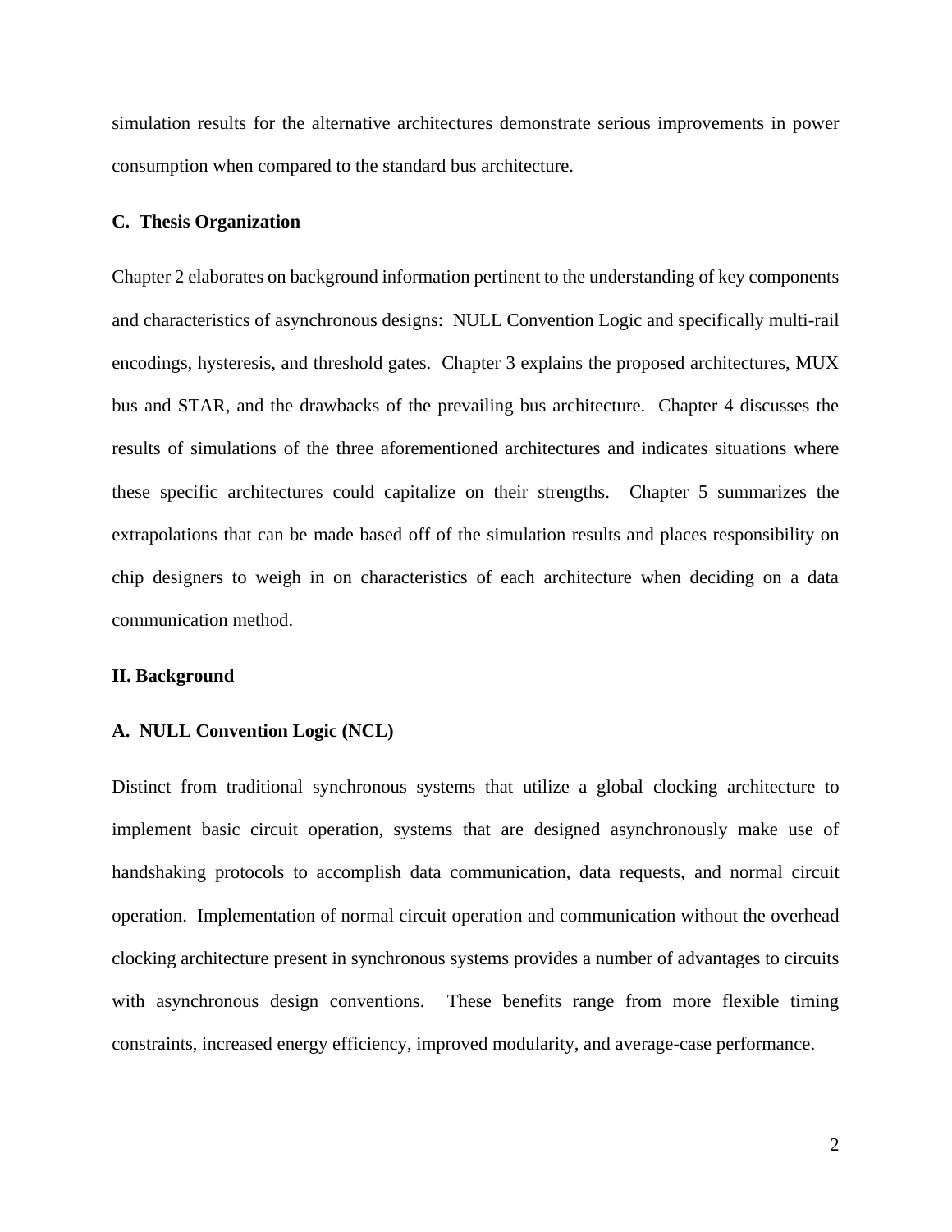simulation results for the alternative architectures demonstrate serious improvements in power consumption when compared to the standard bus architecture.

### C. Thesis Organization

Chapter 2 elaborates on background information pertinent to the understanding of key components and characteristics of asynchronous designs: NULL Convention Logic and specifically multi-rail encodings, hysteresis, and threshold gates. Chapter 3 explains the proposed architectures, MUX bus and STAR, and the drawbacks of the prevailing bus architecture. Chapter 4 discusses the results of simulations of the three aforementioned architectures and indicates situations where these specific architectures could capitalize on their strengths. Chapter 5 summarizes the extrapolations that can be made based off of the simulation results and places responsibility on chip designers to weigh in on characteristics of each architecture when deciding on a data communication method.

## II. Background

### A. NULL Convention Logic (NCL)

Distinct from traditional synchronous systems that utilize a global clocking architecture to implement basic circuit operation, systems that are designed asynchronously make use of handshaking protocols to accomplish data communication, data requests, and normal circuit operation. Implementation of normal circuit operation and communication without the overhead clocking architecture present in synchronous systems provides a number of advantages to circuits with asynchronous design conventions. These benefits range from more flexible timing constraints, increased energy efficiency, improved modularity, and average-case performance.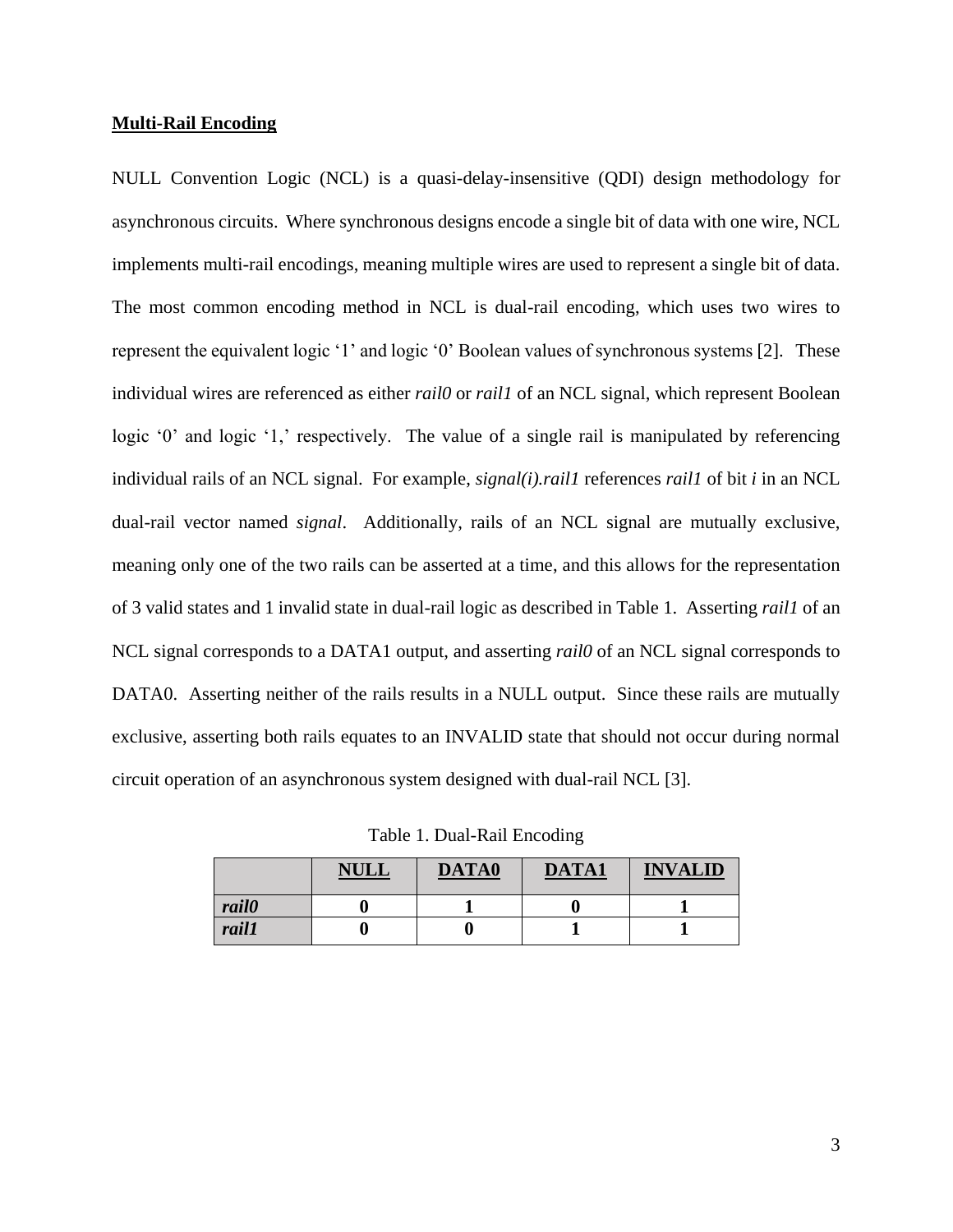## Multi-Rail Encoding

NULL Convention Logic (NCL) is a quasi-delay-insensitive (QDI) design methodology for asynchronous circuits. Where synchronous designs encode a single bit of data with one wire, NCL implements multi-rail encodings, meaning multiple wires are used to represent a single bit of data. The most common encoding method in NCL is dual-rail encoding, which uses two wires to represent the equivalent logic '1' and logic '0' Boolean values of synchronous systems [2]. These individual wires are referenced as either *rail0* or *rail1* of an NCL signal, which represent Boolean logic '0' and logic '1,' respectively. The value of a single rail is manipulated by referencing individual rails of an NCL signal. For example, *signal(i).rail1* references *rail1* of bit *i* in an NCL dual-rail vector named *signal*. Additionally, rails of an NCL signal are mutually exclusive, meaning only one of the two rails can be asserted at a time, and this allows for the representation of 3 valid states and 1 invalid state in dual-rail logic as described in Table 1. Asserting *rail1* of an NCL signal corresponds to a DATA1 output, and asserting *rail0* of an NCL signal corresponds to DATA0. Asserting neither of the rails results in a NULL output. Since these rails are mutually exclusive, asserting both rails equates to an INVALID state that should not occur during normal circuit operation of an asynchronous system designed with dual-rail NCL [3].

Table 1. Dual-Rail Encoding

| | **NULL** | **DATA0** | **DATA1** | **INVALID** |
|---|---|---|---|---|
| ***rail0*** | **0** | **1** | **0** | **1** |
| ***rail1*** | **0** | **0** | **1** | **1** |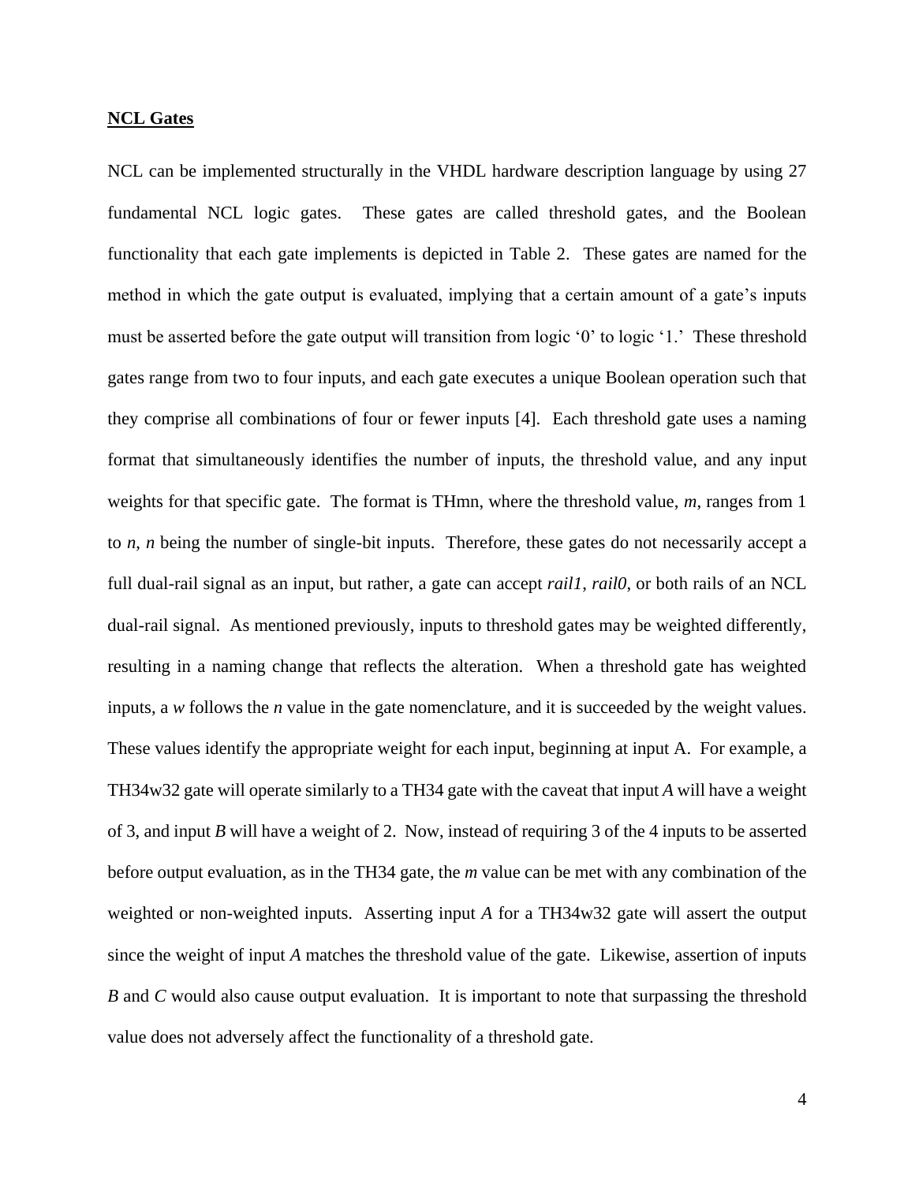**NCL Gates**

NCL can be implemented structurally in the VHDL hardware description language by using 27 fundamental NCL logic gates. These gates are called threshold gates, and the Boolean functionality that each gate implements is depicted in Table 2. These gates are named for the method in which the gate output is evaluated, implying that a certain amount of a gate's inputs must be asserted before the gate output will transition from logic '0' to logic '1.' These threshold gates range from two to four inputs, and each gate executes a unique Boolean operation such that they comprise all combinations of four or fewer inputs [4]. Each threshold gate uses a naming format that simultaneously identifies the number of inputs, the threshold value, and any input weights for that specific gate. The format is THmn, where the threshold value, *m*, ranges from 1 to *n*, *n* being the number of single-bit inputs. Therefore, these gates do not necessarily accept a full dual-rail signal as an input, but rather, a gate can accept *rail1*, *rail0*, or both rails of an NCL dual-rail signal. As mentioned previously, inputs to threshold gates may be weighted differently, resulting in a naming change that reflects the alteration. When a threshold gate has weighted inputs, a *w* follows the *n* value in the gate nomenclature, and it is succeeded by the weight values. These values identify the appropriate weight for each input, beginning at input A. For example, a TH34w32 gate will operate similarly to a TH34 gate with the caveat that input *A* will have a weight of 3, and input *B* will have a weight of 2. Now, instead of requiring 3 of the 4 inputs to be asserted before output evaluation, as in the TH34 gate, the *m* value can be met with any combination of the weighted or non-weighted inputs. Asserting input *A* for a TH34w32 gate will assert the output since the weight of input *A* matches the threshold value of the gate. Likewise, assertion of inputs *B* and *C* would also cause output evaluation. It is important to note that surpassing the threshold value does not adversely affect the functionality of a threshold gate.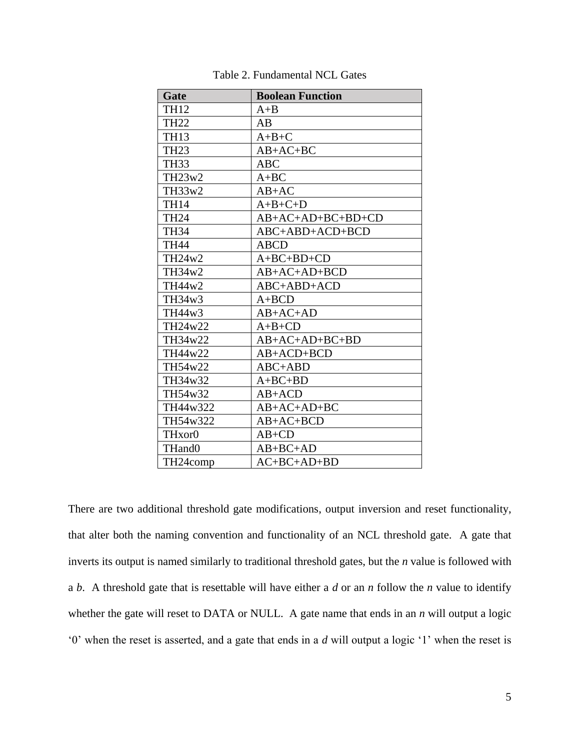Table 2. Fundamental NCL Gates

| Gate | Boolean Function |
|---|---|
| TH12 | A+B |
| TH22 | AB |
| TH13 | A+B+C |
| TH23 | AB+AC+BC |
| TH33 | ABC |
| TH23w2 | A+BC |
| TH33w2 | AB+AC |
| TH14 | A+B+C+D |
| TH24 | AB+AC+AD+BC+BD+CD |
| TH34 | ABC+ABD+ACD+BCD |
| TH44 | ABCD |
| TH24w2 | A+BC+BD+CD |
| TH34w2 | AB+AC+AD+BCD |
| TH44w2 | ABC+ABD+ACD |
| TH34w3 | A+BCD |
| TH44w3 | AB+AC+AD |
| TH24w22 | A+B+CD |
| TH34w22 | AB+AC+AD+BC+BD |
| TH44w22 | AB+ACD+BCD |
| TH54w22 | ABC+ABD |
| TH34w32 | A+BC+BD |
| TH54w32 | AB+ACD |
| TH44w322 | AB+AC+AD+BC |
| TH54w322 | AB+AC+BCD |
| THxor0 | AB+CD |
| THand0 | AB+BC+AD |
| TH24comp | AC+BC+AD+BD |

There are two additional threshold gate modifications, output inversion and reset functionality, that alter both the naming convention and functionality of an NCL threshold gate. A gate that inverts its output is named similarly to traditional threshold gates, but the *n* value is followed with a *b*. A threshold gate that is resettable will have either a *d* or an *n* follow the *n* value to identify whether the gate will reset to DATA or NULL. A gate name that ends in an *n* will output a logic '0' when the reset is asserted, and a gate that ends in a *d* will output a logic '1' when the reset is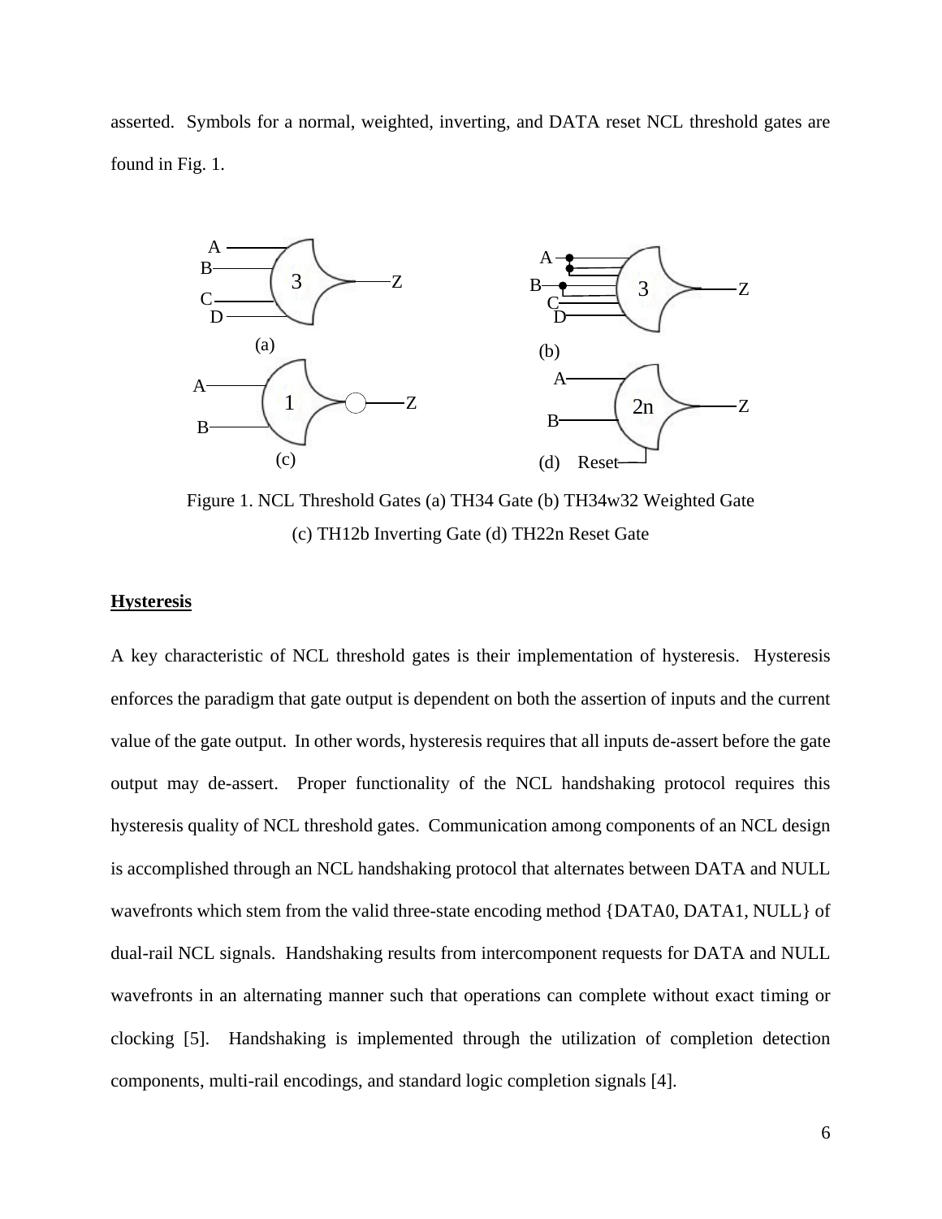asserted. Symbols for a normal, weighted, inverting, and DATA reset NCL threshold gates are found in Fig. 1.

Figure 1. NCL Threshold Gates (a) TH34 Gate (b) TH34w32 Weighted Gate (c) TH12b Inverting Gate (d) TH22n Reset Gate

**Hysteresis**

A key characteristic of NCL threshold gates is their implementation of hysteresis. Hysteresis enforces the paradigm that gate output is dependent on both the assertion of inputs and the current value of the gate output. In other words, hysteresis requires that all inputs de-assert before the gate output may de-assert. Proper functionality of the NCL handshaking protocol requires this hysteresis quality of NCL threshold gates. Communication among components of an NCL design is accomplished through an NCL handshaking protocol that alternates between DATA and NULL wavefronts which stem from the valid three-state encoding method {DATA0, DATA1, NULL} of dual-rail NCL signals. Handshaking results from intercomponent requests for DATA and NULL wavefronts in an alternating manner such that operations can complete without exact timing or clocking [5]. Handshaking is implemented through the utilization of completion detection components, multi-rail encodings, and standard logic completion signals [4].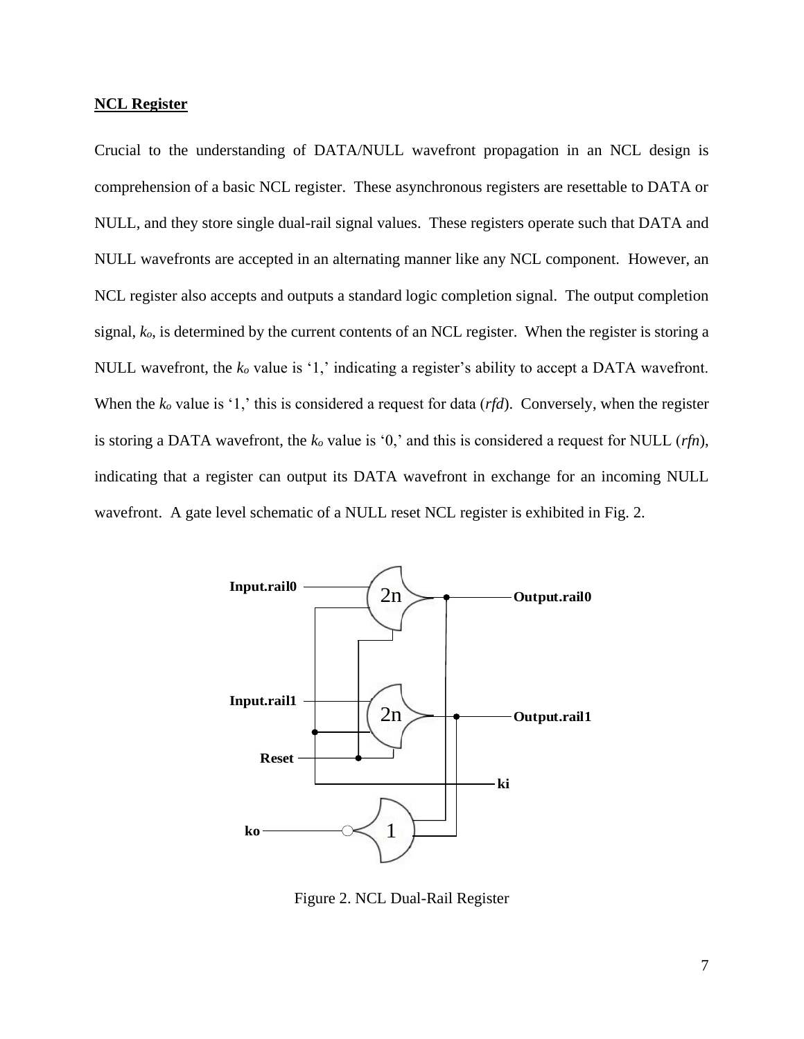**NCL Register**

Crucial to the understanding of DATA/NULL wavefront propagation in an NCL design is comprehension of a basic NCL register. These asynchronous registers are resettable to DATA or NULL, and they store single dual-rail signal values. These registers operate such that DATA and NULL wavefronts are accepted in an alternating manner like any NCL component. However, an NCL register also accepts and outputs a standard logic completion signal. The output completion signal, $k_o$, is determined by the current contents of an NCL register. When the register is storing a NULL wavefront, the $k_o$ value is '1,' indicating a register's ability to accept a DATA wavefront. When the $k_o$ value is '1,' this is considered a request for data (*rfd*). Conversely, when the register is storing a DATA wavefront, the $k_o$ value is '0,' and this is considered a request for NULL (*rfn*), indicating that a register can output its DATA wavefront in exchange for an incoming NULL wavefront. A gate level schematic of a NULL reset NCL register is exhibited in Fig. 2.

Figure 2. NCL Dual-Rail Register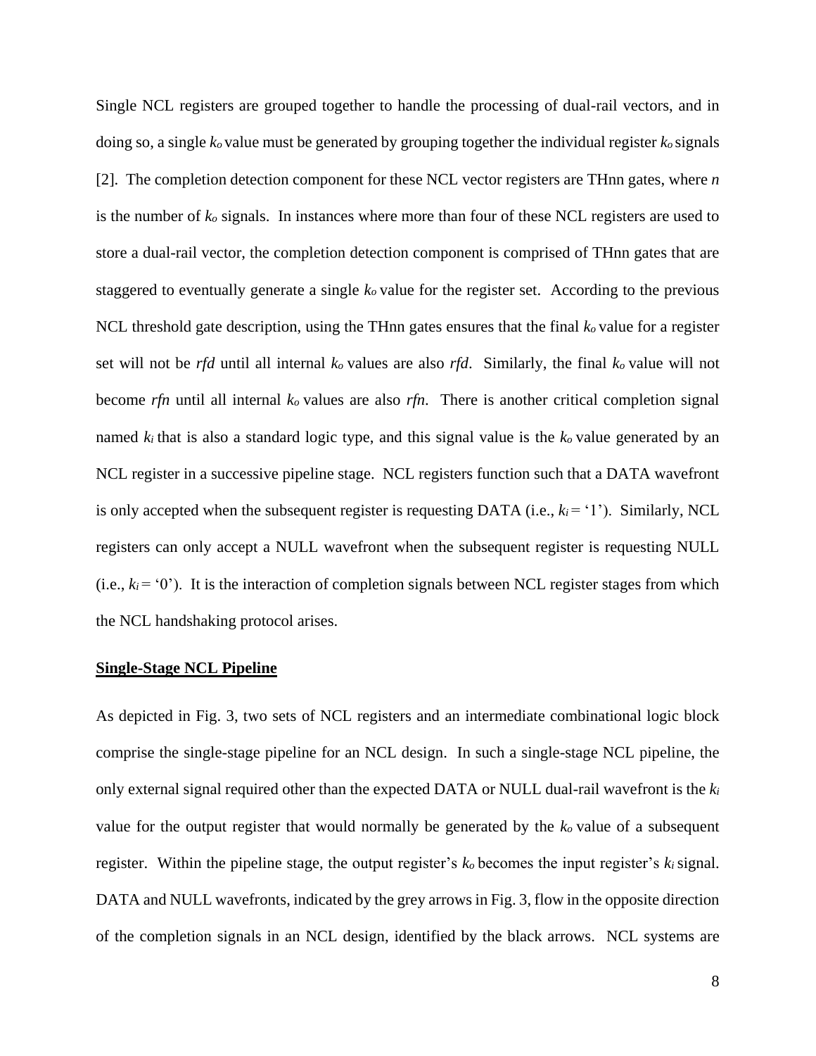Single NCL registers are grouped together to handle the processing of dual-rail vectors, and in doing so, a single $k_o$ value must be generated by grouping together the individual register $k_o$ signals [2]. The completion detection component for these NCL vector registers are THnn gates, where *n* is the number of $k_o$ signals. In instances where more than four of these NCL registers are used to store a dual-rail vector, the completion detection component is comprised of THnn gates that are staggered to eventually generate a single $k_o$ value for the register set. According to the previous NCL threshold gate description, using the THnn gates ensures that the final $k_o$ value for a register set will not be *rfd* until all internal $k_o$ values are also *rfd*. Similarly, the final $k_o$ value will not become *rfn* until all internal $k_o$ values are also *rfn*. There is another critical completion signal named $k_i$ that is also a standard logic type, and this signal value is the $k_o$ value generated by an NCL register in a successive pipeline stage. NCL registers function such that a DATA wavefront is only accepted when the subsequent register is requesting DATA (i.e., $k_i$ = '1'). Similarly, NCL registers can only accept a NULL wavefront when the subsequent register is requesting NULL (i.e., $k_i$ = '0'). It is the interaction of completion signals between NCL register stages from which the NCL handshaking protocol arises.

**Single-Stage NCL Pipeline**

As depicted in Fig. 3, two sets of NCL registers and an intermediate combinational logic block comprise the single-stage pipeline for an NCL design. In such a single-stage NCL pipeline, the only external signal required other than the expected DATA or NULL dual-rail wavefront is the $k_i$ value for the output register that would normally be generated by the $k_o$ value of a subsequent register. Within the pipeline stage, the output register's $k_o$ becomes the input register's $k_i$ signal. DATA and NULL wavefronts, indicated by the grey arrows in Fig. 3, flow in the opposite direction of the completion signals in an NCL design, identified by the black arrows. NCL systems are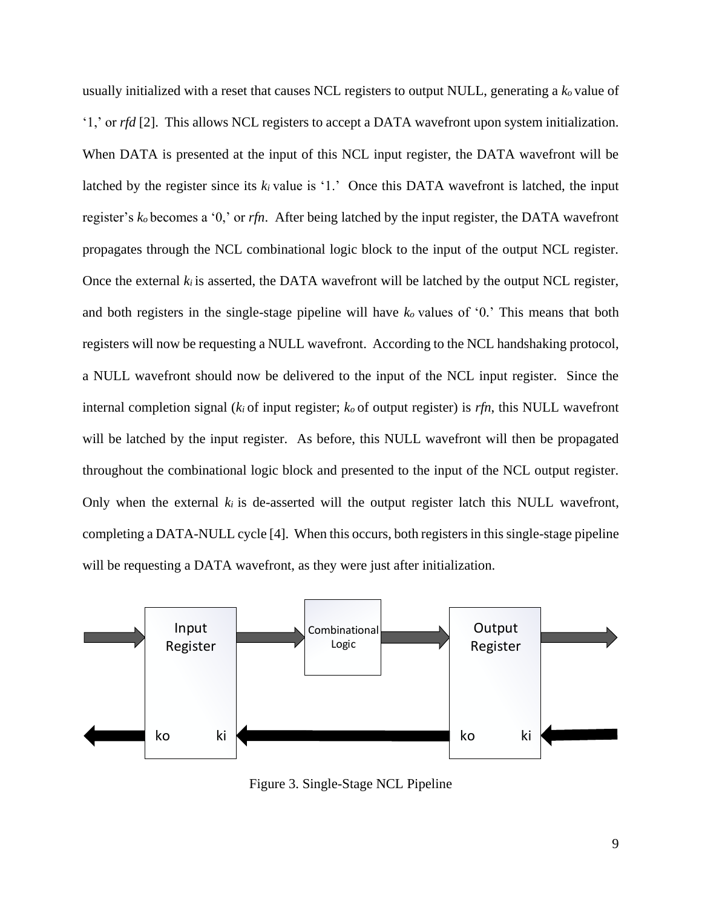usually initialized with a reset that causes NCL registers to output NULL, generating a $k_o$ value of '1,' or *rfd* [2]. This allows NCL registers to accept a DATA wavefront upon system initialization. When DATA is presented at the input of this NCL input register, the DATA wavefront will be latched by the register since its $k_i$ value is '1.' Once this DATA wavefront is latched, the input register's $k_o$ becomes a '0,' or *rfn*. After being latched by the input register, the DATA wavefront propagates through the NCL combinational logic block to the input of the output NCL register. Once the external $k_i$ is asserted, the DATA wavefront will be latched by the output NCL register, and both registers in the single-stage pipeline will have $k_o$ values of '0.' This means that both registers will now be requesting a NULL wavefront. According to the NCL handshaking protocol, a NULL wavefront should now be delivered to the input of the NCL input register. Since the internal completion signal ($k_i$ of input register; $k_o$ of output register) is *rfn*, this NULL wavefront will be latched by the input register. As before, this NULL wavefront will then be propagated throughout the combinational logic block and presented to the input of the NCL output register. Only when the external $k_i$ is de-asserted will the output register latch this NULL wavefront, completing a DATA-NULL cycle [4]. When this occurs, both registers in this single-stage pipeline will be requesting a DATA wavefront, as they were just after initialization.

Figure 3. Single-Stage NCL Pipeline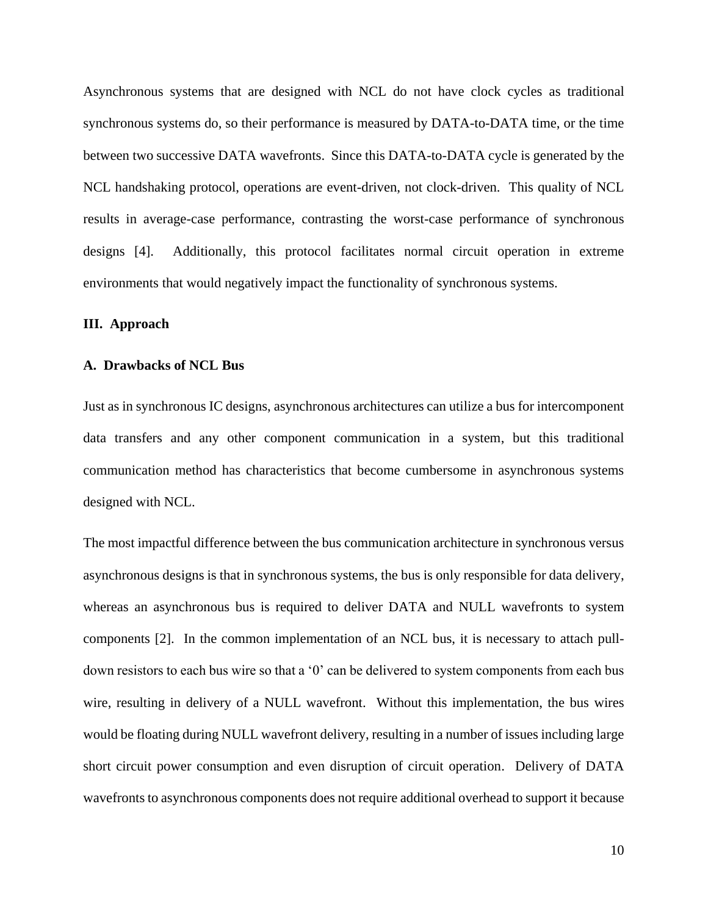Asynchronous systems that are designed with NCL do not have clock cycles as traditional synchronous systems do, so their performance is measured by DATA-to-DATA time, or the time between two successive DATA wavefronts. Since this DATA-to-DATA cycle is generated by the NCL handshaking protocol, operations are event-driven, not clock-driven. This quality of NCL results in average-case performance, contrasting the worst-case performance of synchronous designs [4]. Additionally, this protocol facilitates normal circuit operation in extreme environments that would negatively impact the functionality of synchronous systems.

## III. Approach

### A. Drawbacks of NCL Bus

Just as in synchronous IC designs, asynchronous architectures can utilize a bus for intercomponent data transfers and any other component communication in a system, but this traditional communication method has characteristics that become cumbersome in asynchronous systems designed with NCL.

The most impactful difference between the bus communication architecture in synchronous versus asynchronous designs is that in synchronous systems, the bus is only responsible for data delivery, whereas an asynchronous bus is required to deliver DATA and NULL wavefronts to system components [2]. In the common implementation of an NCL bus, it is necessary to attach pull-down resistors to each bus wire so that a '0' can be delivered to system components from each bus wire, resulting in delivery of a NULL wavefront. Without this implementation, the bus wires would be floating during NULL wavefront delivery, resulting in a number of issues including large short circuit power consumption and even disruption of circuit operation. Delivery of DATA wavefronts to asynchronous components does not require additional overhead to support it because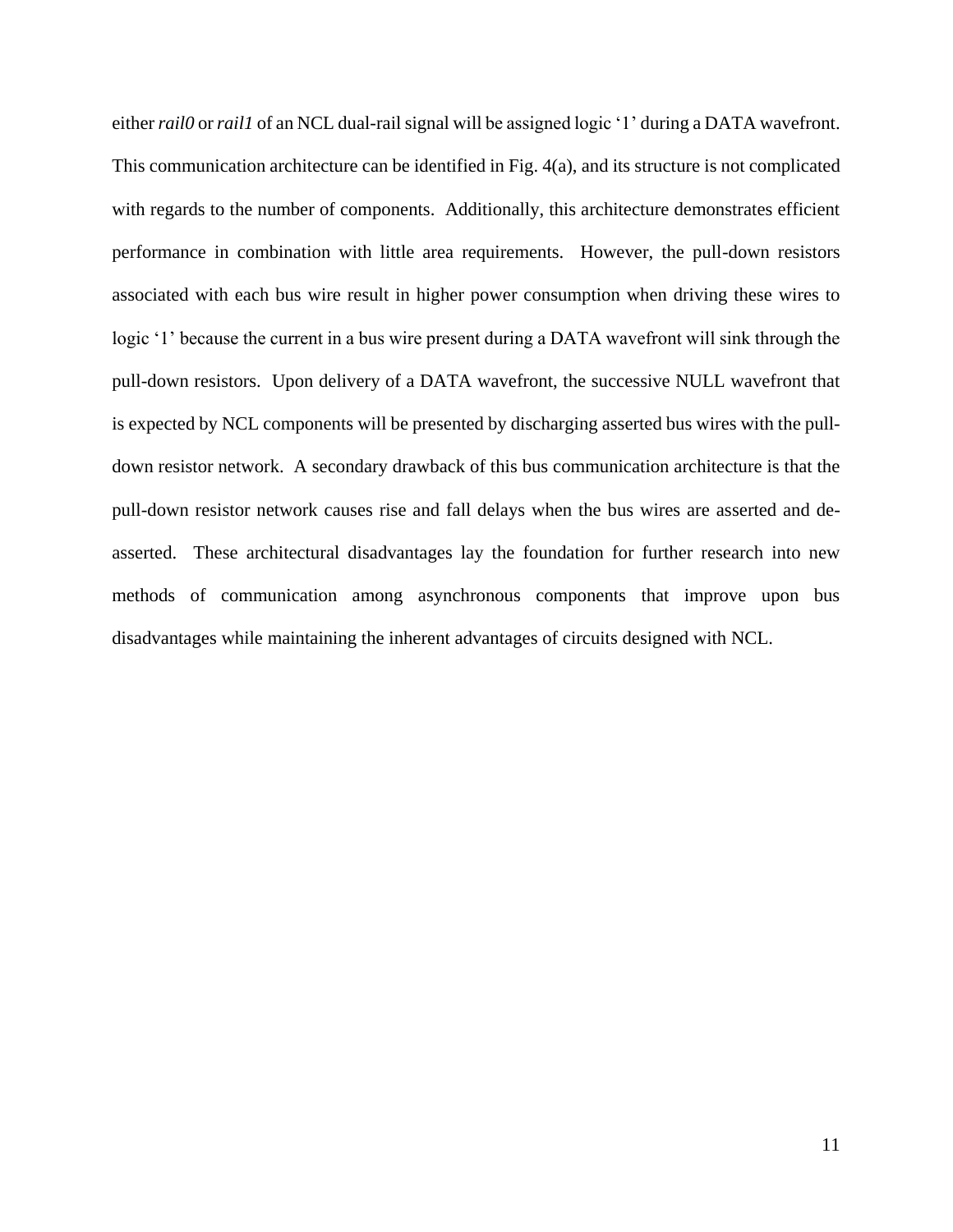either *rail0* or *rail1* of an NCL dual-rail signal will be assigned logic '1' during a DATA wavefront. This communication architecture can be identified in Fig. 4(a), and its structure is not complicated with regards to the number of components. Additionally, this architecture demonstrates efficient performance in combination with little area requirements. However, the pull-down resistors associated with each bus wire result in higher power consumption when driving these wires to logic '1' because the current in a bus wire present during a DATA wavefront will sink through the pull-down resistors. Upon delivery of a DATA wavefront, the successive NULL wavefront that is expected by NCL components will be presented by discharging asserted bus wires with the pull-down resistor network. A secondary drawback of this bus communication architecture is that the pull-down resistor network causes rise and fall delays when the bus wires are asserted and de-asserted. These architectural disadvantages lay the foundation for further research into new methods of communication among asynchronous components that improve upon bus disadvantages while maintaining the inherent advantages of circuits designed with NCL.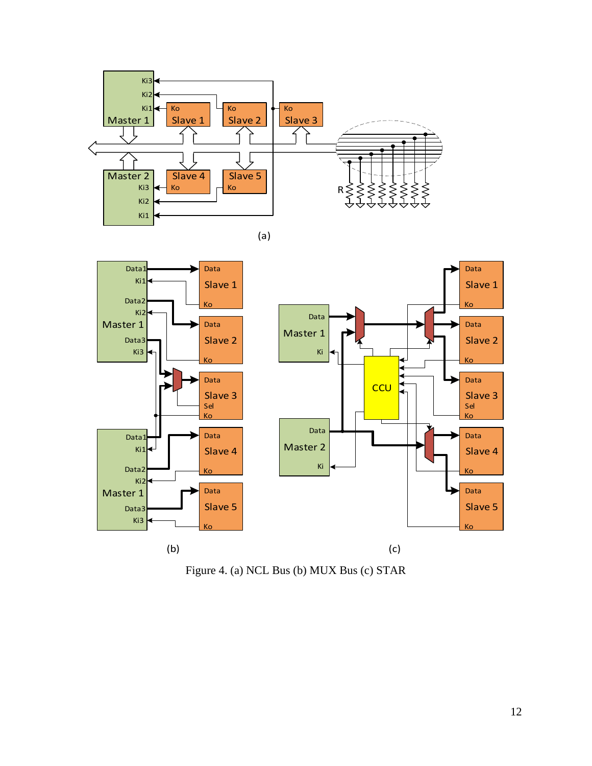Figure 4. (a) NCL Bus (b) MUX Bus (c) STAR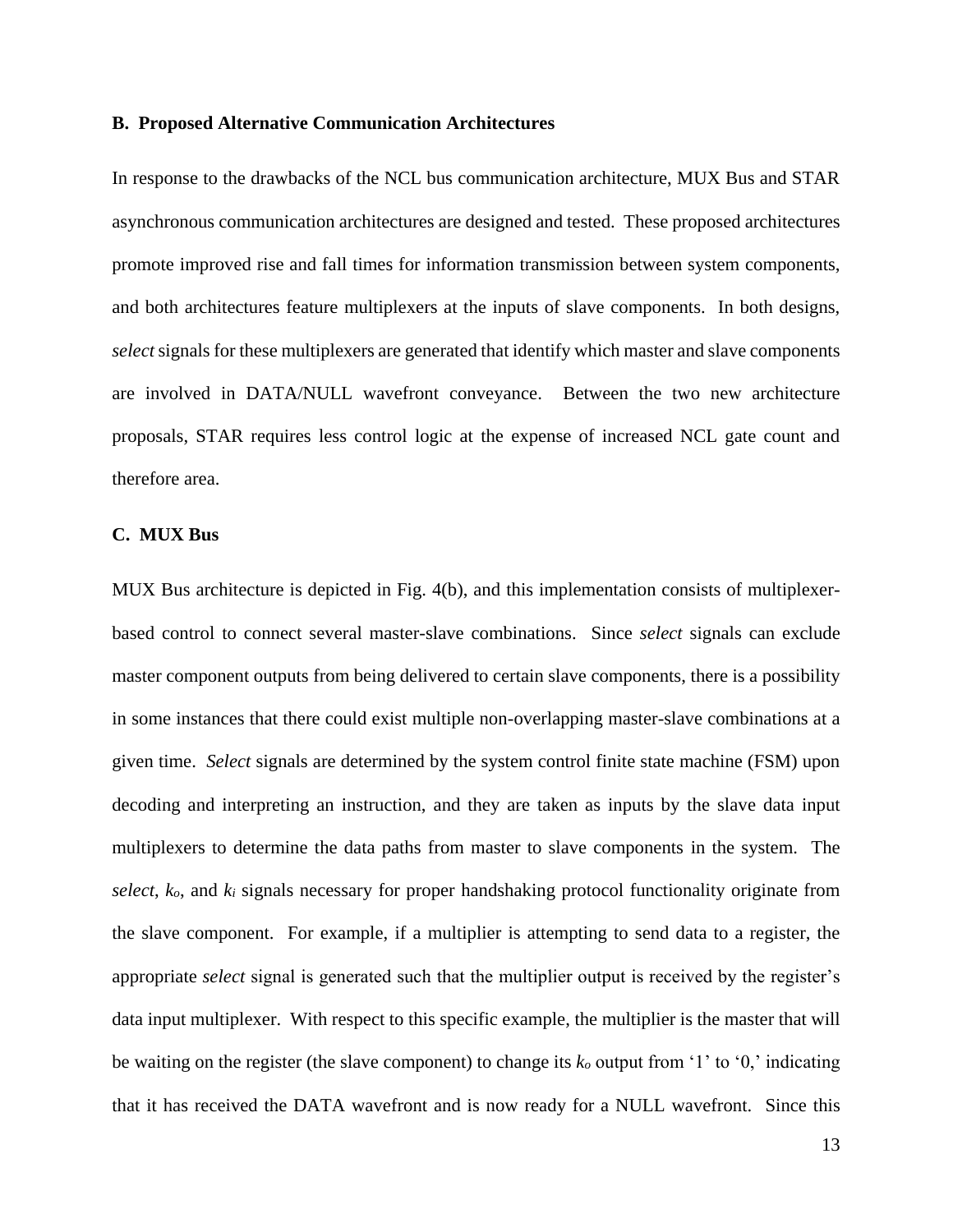### B. Proposed Alternative Communication Architectures

In response to the drawbacks of the NCL bus communication architecture, MUX Bus and STAR asynchronous communication architectures are designed and tested. These proposed architectures promote improved rise and fall times for information transmission between system components, and both architectures feature multiplexers at the inputs of slave components. In both designs, *select* signals for these multiplexers are generated that identify which master and slave components are involved in DATA/NULL wavefront conveyance. Between the two new architecture proposals, STAR requires less control logic at the expense of increased NCL gate count and therefore area.

### C. MUX Bus

MUX Bus architecture is depicted in Fig. 4(b), and this implementation consists of multiplexer-based control to connect several master-slave combinations. Since *select* signals can exclude master component outputs from being delivered to certain slave components, there is a possibility in some instances that there could exist multiple non-overlapping master-slave combinations at a given time. *Select* signals are determined by the system control finite state machine (FSM) upon decoding and interpreting an instruction, and they are taken as inputs by the slave data input multiplexers to determine the data paths from master to slave components in the system. The *select*, $k_o$, and $k_i$ signals necessary for proper handshaking protocol functionality originate from the slave component. For example, if a multiplier is attempting to send data to a register, the appropriate *select* signal is generated such that the multiplier output is received by the register's data input multiplexer. With respect to this specific example, the multiplier is the master that will be waiting on the register (the slave component) to change its $k_o$ output from '1' to '0,' indicating that it has received the DATA wavefront and is now ready for a NULL wavefront. Since this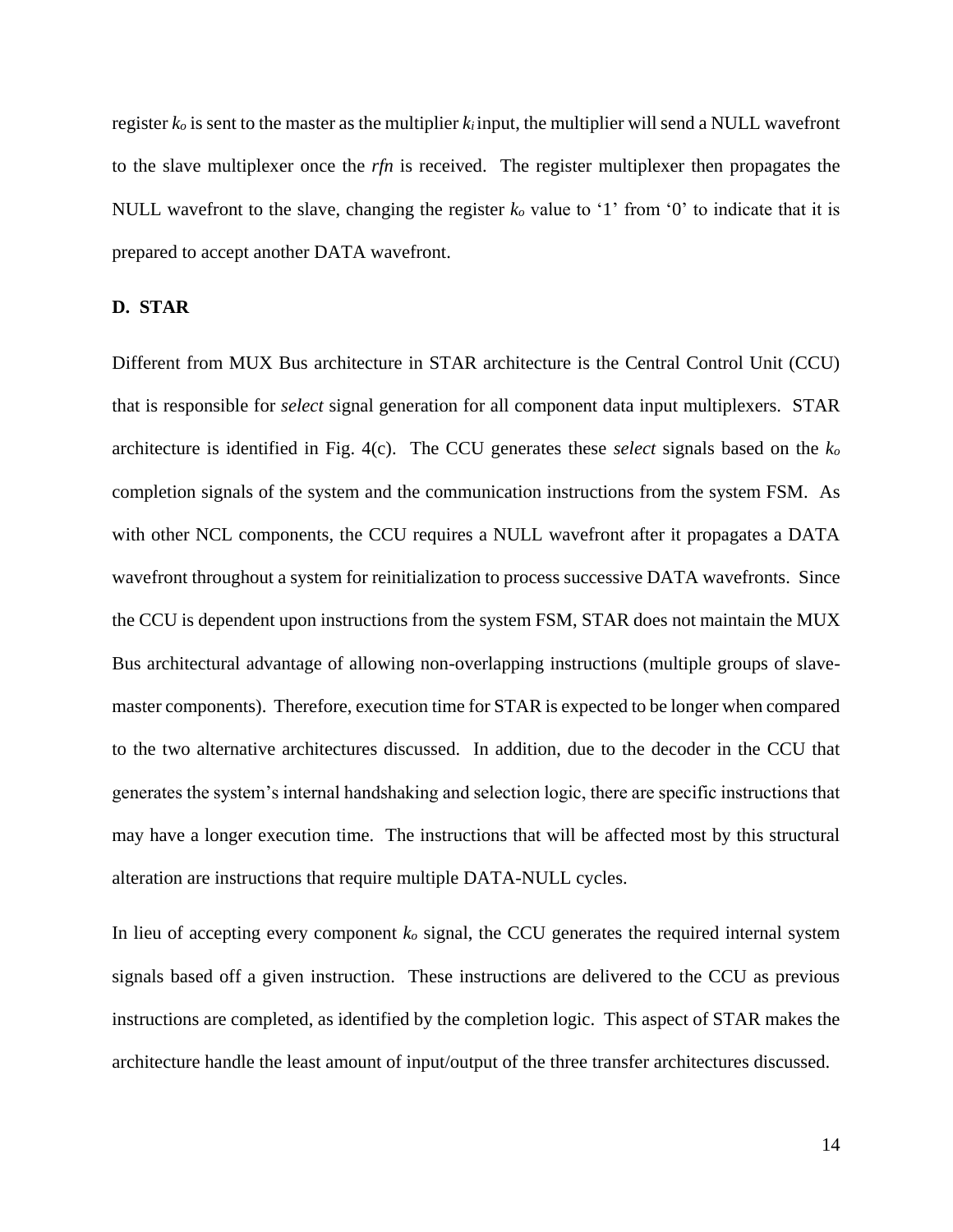register $k_o$ is sent to the master as the multiplier $k_i$ input, the multiplier will send a NULL wavefront to the slave multiplexer once the *rfn* is received. The register multiplexer then propagates the NULL wavefront to the slave, changing the register $k_o$ value to '1' from '0' to indicate that it is prepared to accept another DATA wavefront.

### D. STAR

Different from MUX Bus architecture in STAR architecture is the Central Control Unit (CCU) that is responsible for *select* signal generation for all component data input multiplexers. STAR architecture is identified in Fig. 4(c). The CCU generates these *select* signals based on the $k_o$ completion signals of the system and the communication instructions from the system FSM. As with other NCL components, the CCU requires a NULL wavefront after it propagates a DATA wavefront throughout a system for reinitialization to process successive DATA wavefronts. Since the CCU is dependent upon instructions from the system FSM, STAR does not maintain the MUX Bus architectural advantage of allowing non-overlapping instructions (multiple groups of slave-master components). Therefore, execution time for STAR is expected to be longer when compared to the two alternative architectures discussed. In addition, due to the decoder in the CCU that generates the system's internal handshaking and selection logic, there are specific instructions that may have a longer execution time. The instructions that will be affected most by this structural alteration are instructions that require multiple DATA-NULL cycles.

In lieu of accepting every component $k_o$ signal, the CCU generates the required internal system signals based off a given instruction. These instructions are delivered to the CCU as previous instructions are completed, as identified by the completion logic. This aspect of STAR makes the architecture handle the least amount of input/output of the three transfer architectures discussed.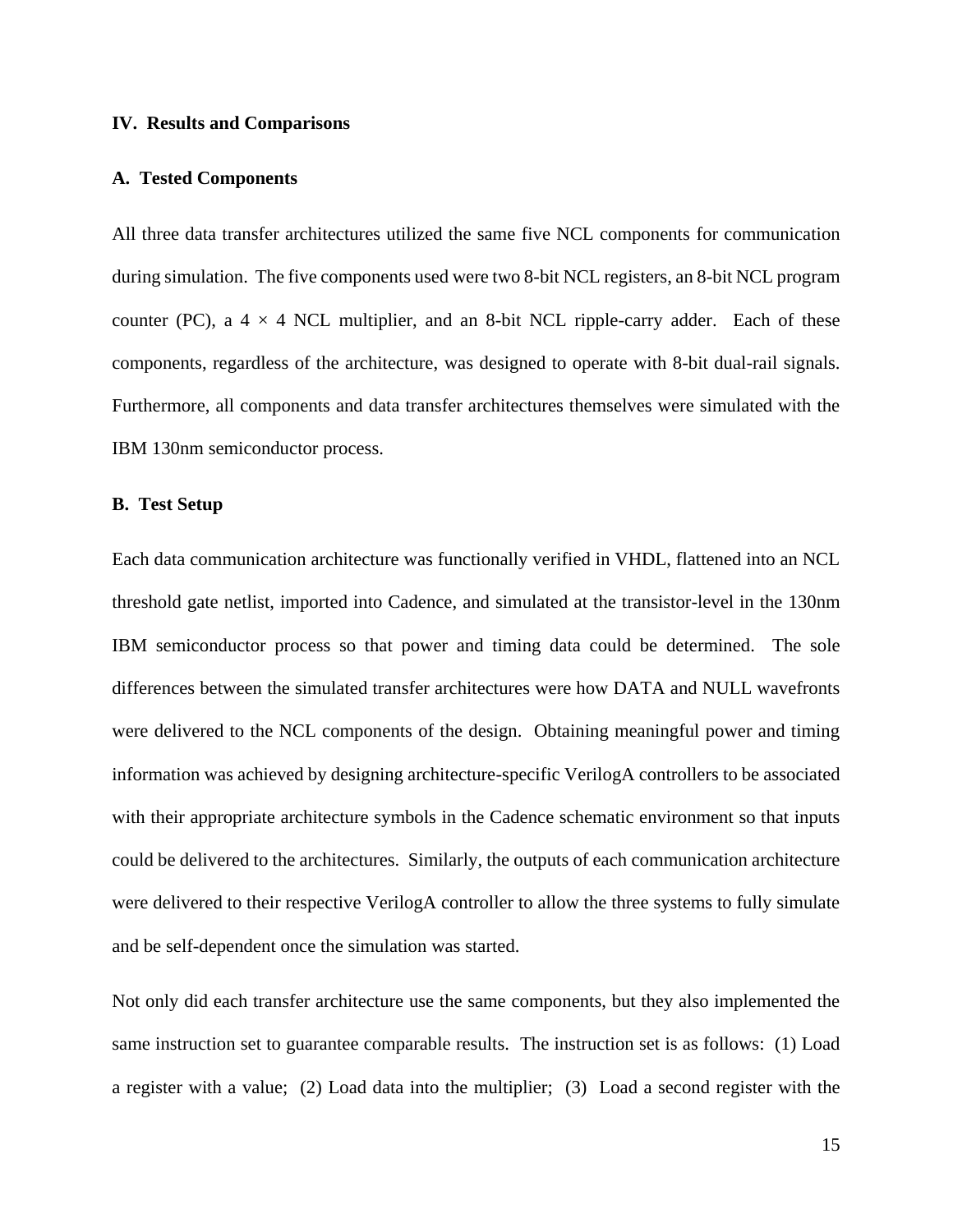## IV. Results and Comparisons

### A. Tested Components

All three data transfer architectures utilized the same five NCL components for communication during simulation. The five components used were two 8-bit NCL registers, an 8-bit NCL program counter (PC), a $4 \times 4$ NCL multiplier, and an 8-bit NCL ripple-carry adder. Each of these components, regardless of the architecture, was designed to operate with 8-bit dual-rail signals. Furthermore, all components and data transfer architectures themselves were simulated with the IBM 130nm semiconductor process.

### B. Test Setup

Each data communication architecture was functionally verified in VHDL, flattened into an NCL threshold gate netlist, imported into Cadence, and simulated at the transistor-level in the 130nm IBM semiconductor process so that power and timing data could be determined. The sole differences between the simulated transfer architectures were how DATA and NULL wavefronts were delivered to the NCL components of the design. Obtaining meaningful power and timing information was achieved by designing architecture-specific VerilogA controllers to be associated with their appropriate architecture symbols in the Cadence schematic environment so that inputs could be delivered to the architectures. Similarly, the outputs of each communication architecture were delivered to their respective VerilogA controller to allow the three systems to fully simulate and be self-dependent once the simulation was started.

Not only did each transfer architecture use the same components, but they also implemented the same instruction set to guarantee comparable results. The instruction set is as follows: (1) Load a register with a value; (2) Load data into the multiplier; (3) Load a second register with the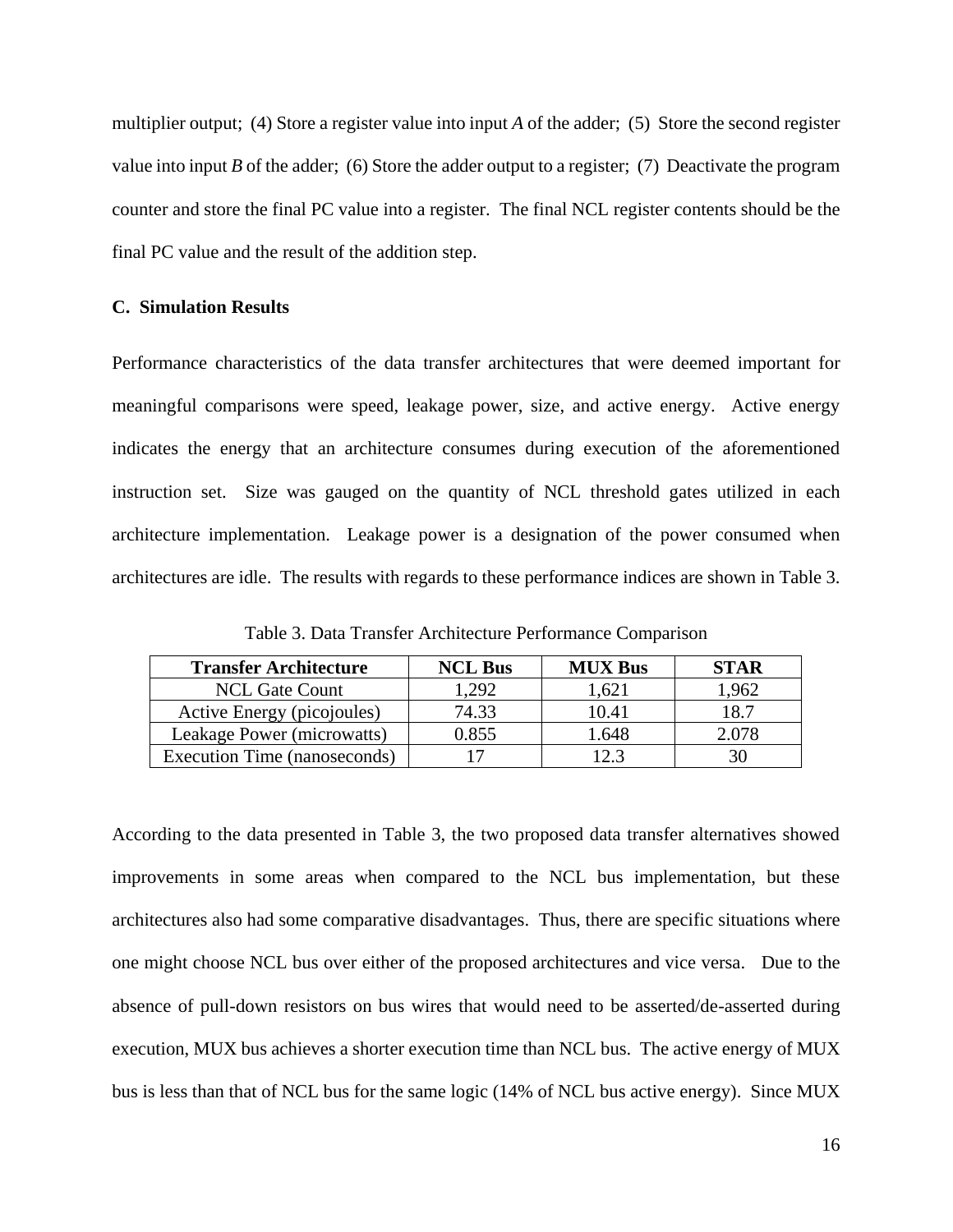multiplier output; (4) Store a register value into input *A* of the adder; (5) Store the second register value into input *B* of the adder; (6) Store the adder output to a register; (7) Deactivate the program counter and store the final PC value into a register. The final NCL register contents should be the final PC value and the result of the addition step.

### C. Simulation Results

Performance characteristics of the data transfer architectures that were deemed important for meaningful comparisons were speed, leakage power, size, and active energy. Active energy indicates the energy that an architecture consumes during execution of the aforementioned instruction set. Size was gauged on the quantity of NCL threshold gates utilized in each architecture implementation. Leakage power is a designation of the power consumed when architectures are idle. The results with regards to these performance indices are shown in Table 3.

Table 3. Data Transfer Architecture Performance Comparison

| Transfer Architecture | NCL Bus | MUX Bus | STAR |
|---|---|---|---|
| NCL Gate Count | 1,292 | 1,621 | 1,962 |
| Active Energy (picojoules) | 74.33 | 10.41 | 18.7 |
| Leakage Power (microwatts) | 0.855 | 1.648 | 2.078 |
| Execution Time (nanoseconds) | 17 | 12.3 | 30 |

According to the data presented in Table 3, the two proposed data transfer alternatives showed improvements in some areas when compared to the NCL bus implementation, but these architectures also had some comparative disadvantages. Thus, there are specific situations where one might choose NCL bus over either of the proposed architectures and vice versa. Due to the absence of pull-down resistors on bus wires that would need to be asserted/de-asserted during execution, MUX bus achieves a shorter execution time than NCL bus. The active energy of MUX bus is less than that of NCL bus for the same logic (14% of NCL bus active energy). Since MUX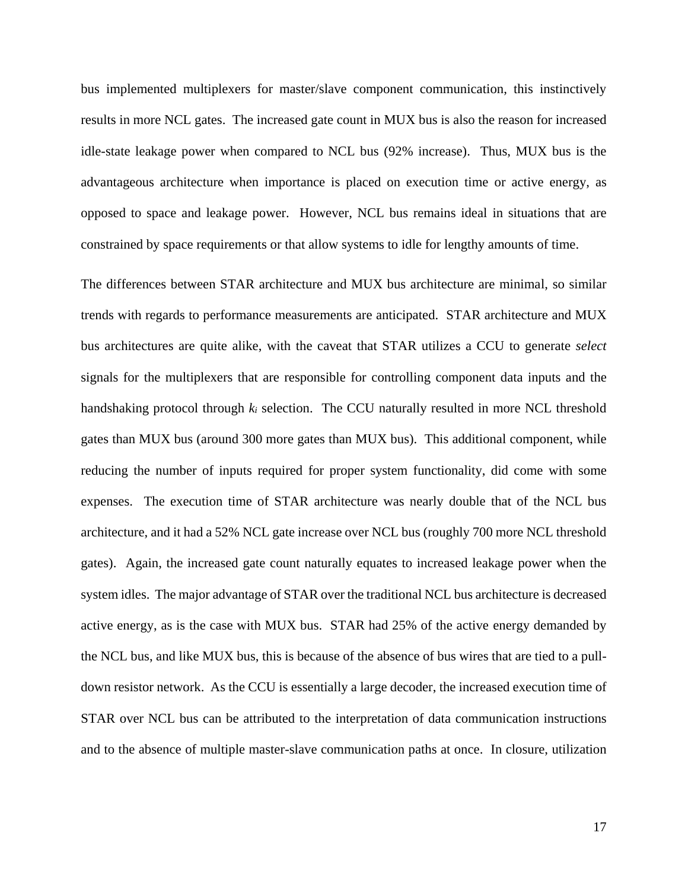bus implemented multiplexers for master/slave component communication, this instinctively results in more NCL gates. The increased gate count in MUX bus is also the reason for increased idle-state leakage power when compared to NCL bus (92% increase). Thus, MUX bus is the advantageous architecture when importance is placed on execution time or active energy, as opposed to space and leakage power. However, NCL bus remains ideal in situations that are constrained by space requirements or that allow systems to idle for lengthy amounts of time.

The differences between STAR architecture and MUX bus architecture are minimal, so similar trends with regards to performance measurements are anticipated. STAR architecture and MUX bus architectures are quite alike, with the caveat that STAR utilizes a CCU to generate *select* signals for the multiplexers that are responsible for controlling component data inputs and the handshaking protocol through $k_i$ selection. The CCU naturally resulted in more NCL threshold gates than MUX bus (around 300 more gates than MUX bus). This additional component, while reducing the number of inputs required for proper system functionality, did come with some expenses. The execution time of STAR architecture was nearly double that of the NCL bus architecture, and it had a 52% NCL gate increase over NCL bus (roughly 700 more NCL threshold gates). Again, the increased gate count naturally equates to increased leakage power when the system idles. The major advantage of STAR over the traditional NCL bus architecture is decreased active energy, as is the case with MUX bus. STAR had 25% of the active energy demanded by the NCL bus, and like MUX bus, this is because of the absence of bus wires that are tied to a pull-down resistor network. As the CCU is essentially a large decoder, the increased execution time of STAR over NCL bus can be attributed to the interpretation of data communication instructions and to the absence of multiple master-slave communication paths at once. In closure, utilization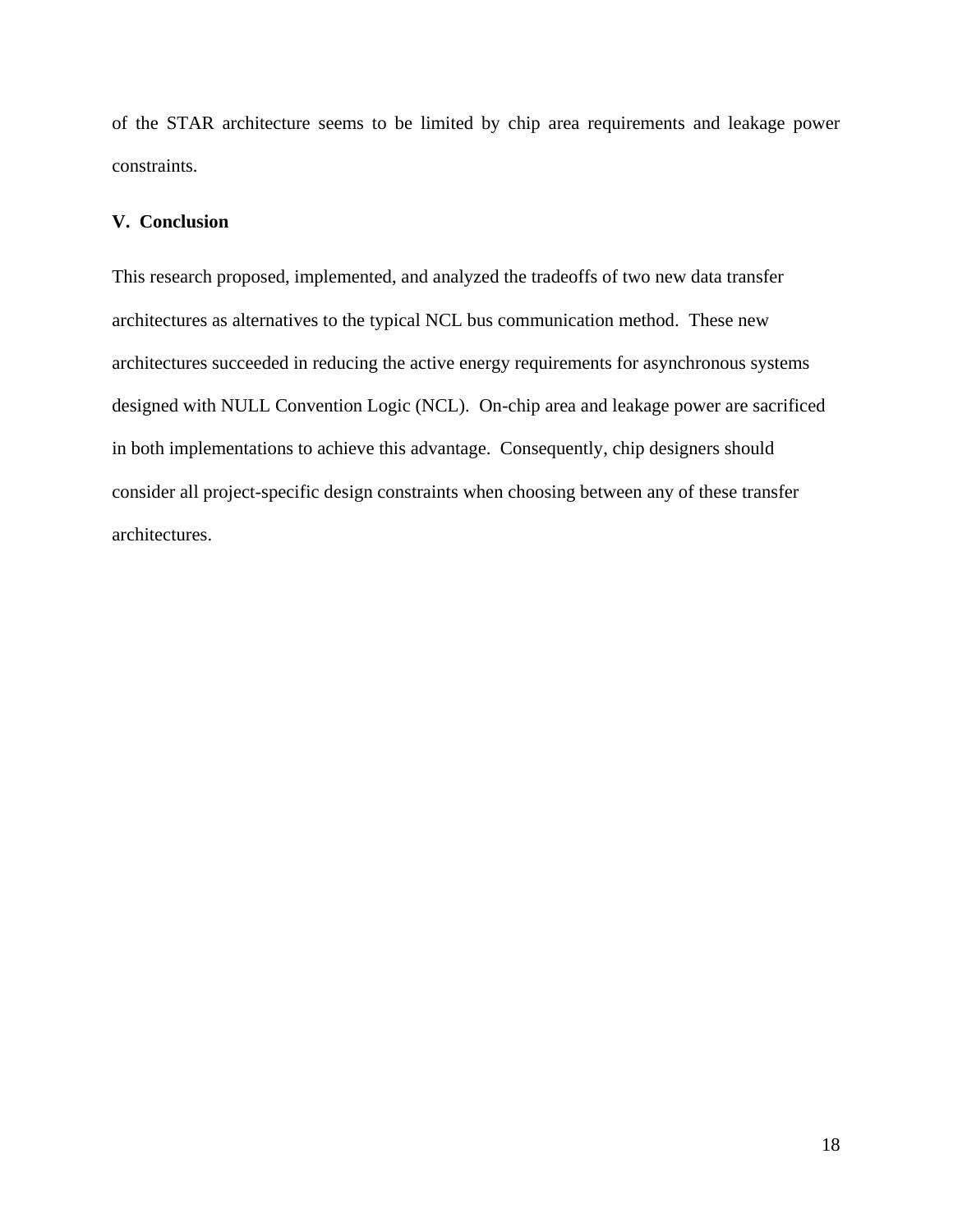of the STAR architecture seems to be limited by chip area requirements and leakage power constraints.

## V. Conclusion

This research proposed, implemented, and analyzed the tradeoffs of two new data transfer architectures as alternatives to the typical NCL bus communication method. These new architectures succeeded in reducing the active energy requirements for asynchronous systems designed with NULL Convention Logic (NCL). On-chip area and leakage power are sacrificed in both implementations to achieve this advantage. Consequently, chip designers should consider all project-specific design constraints when choosing between any of these transfer architectures.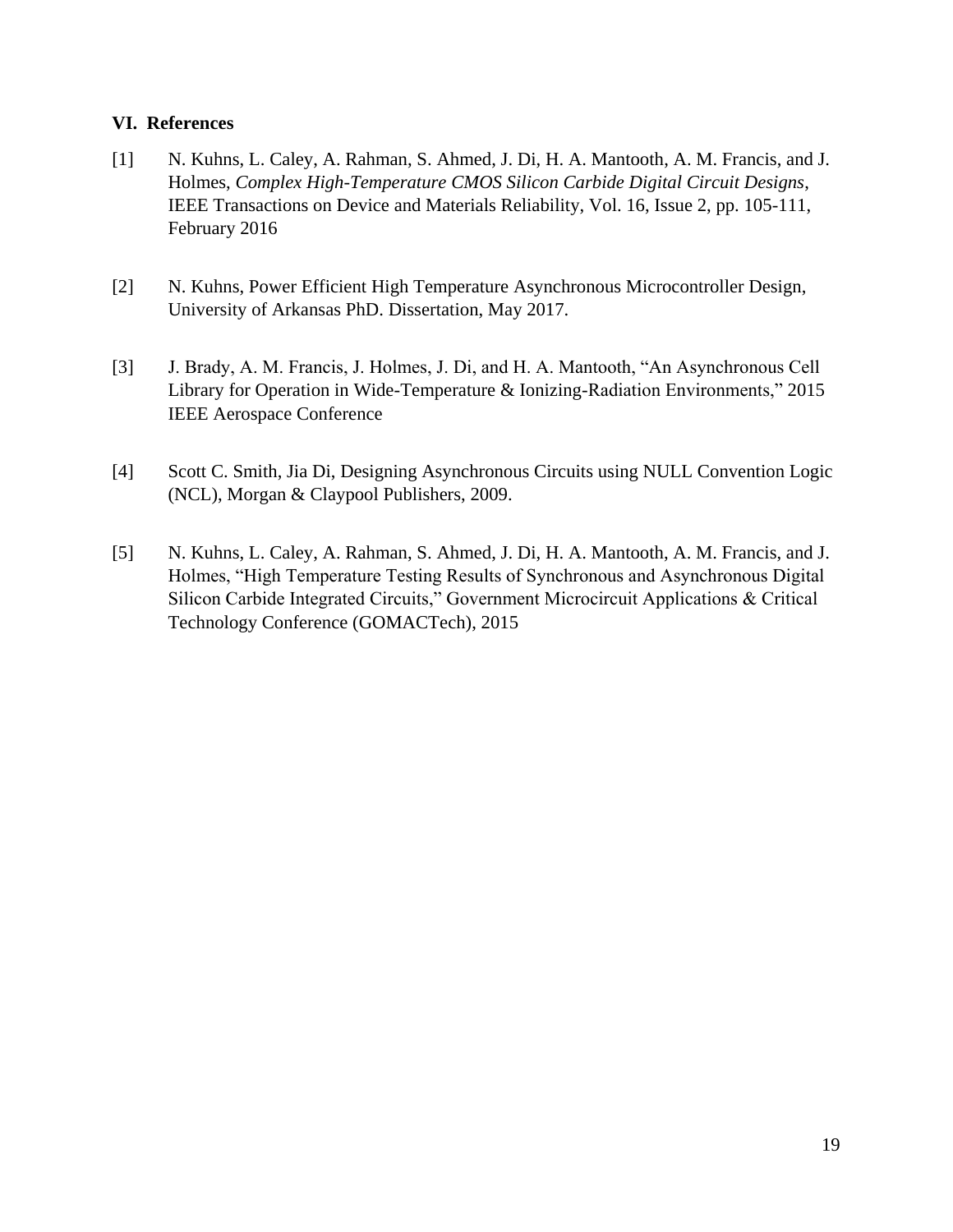## VI. References

[1] N. Kuhns, L. Caley, A. Rahman, S. Ahmed, J. Di, H. A. Mantooth, A. M. Francis, and J. Holmes, *Complex High-Temperature CMOS Silicon Carbide Digital Circuit Designs*, IEEE Transactions on Device and Materials Reliability, Vol. 16, Issue 2, pp. 105-111, February 2016

[2] N. Kuhns, Power Efficient High Temperature Asynchronous Microcontroller Design, University of Arkansas PhD. Dissertation, May 2017.

[3] J. Brady, A. M. Francis, J. Holmes, J. Di, and H. A. Mantooth, "An Asynchronous Cell Library for Operation in Wide-Temperature & Ionizing-Radiation Environments," 2015 IEEE Aerospace Conference

[4] Scott C. Smith, Jia Di, Designing Asynchronous Circuits using NULL Convention Logic (NCL), Morgan & Claypool Publishers, 2009.

[5] N. Kuhns, L. Caley, A. Rahman, S. Ahmed, J. Di, H. A. Mantooth, A. M. Francis, and J. Holmes, "High Temperature Testing Results of Synchronous and Asynchronous Digital Silicon Carbide Integrated Circuits," Government Microcircuit Applications & Critical Technology Conference (GOMACTech), 2015